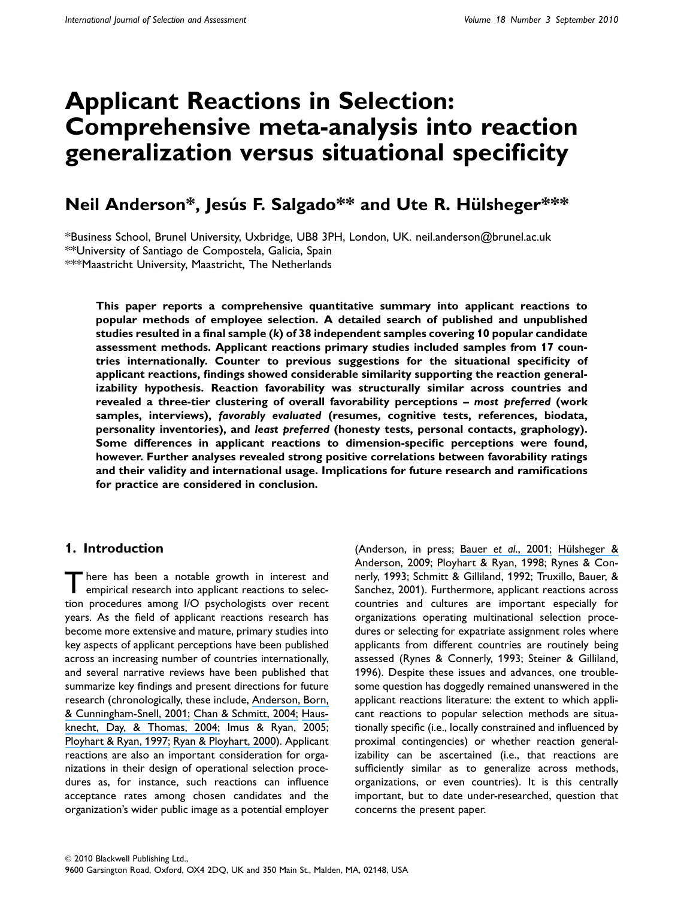# Applicant Reactions in Selection: Comprehensive meta-analysis into reaction generalization versus situational specificity

## Neil Anderson*, Jesús F. Salgado** and Ute R. Hülsheger***

*Business School, Brunel University, Uxbridge, UB8 3PH, London, UK. neil.anderson@brunel.ac.uk
**University of Santiago de Compostela, Galicia, Spain
***Maastricht University, Maastricht, The Netherlands

**This paper reports a comprehensive quantitative summary into applicant reactions to popular methods of employee selection. A detailed search of published and unpublished studies resulted in a final sample (*k*) of 38 independent samples covering 10 popular candidate assessment methods. Applicant reactions primary studies included samples from 17 countries internationally. Counter to previous suggestions for the situational specificity of applicant reactions, findings showed considerable similarity supporting the reaction generalizability hypothesis. Reaction favorability was structurally similar across countries and revealed a three-tier clustering of overall favorability perceptions – *most preferred* (work samples, interviews), *favorably evaluated* (resumes, cognitive tests, references, biodata, personality inventories), and *least preferred* (honesty tests, personal contacts, graphology). Some differences in applicant reactions to dimension-specific perceptions were found, however. Further analyses revealed strong positive correlations between favorability ratings and their validity and international usage. Implications for future research and ramifications for practice are considered in conclusion.**

## 1. Introduction

There has been a notable growth in interest and empirical research into applicant reactions to selection procedures among I/O psychologists over recent years. As the field of applicant reactions research has become more extensive and mature, primary studies into key aspects of applicant perceptions have been published across an increasing number of countries internationally, and several reviews have been published that summarize key findings and present directions for future research (chronologically, these include, Anderson, Born, & Cunningham-Snell, 2001; Chan & Schmitt, 2004; Hausknecht, Day, & Thomas, 2004; Imus & Ryan, 2005; Ployhart & Ryan, 1997; Ryan & Ployhart, 2000). Applicant reactions are also an important consideration for organizations in their design of operational selection procedures as, for instance, such reactions can influence acceptance rates among chosen candidates and the organization's wider public image as a potential employer (Anderson, in press; Bauer *et al.*, 2001; Hülsheger & Anderson, 2009; Ployhart & Ryan, 1998; Rynes & Connerly, 1993; Schmitt & Gilliland, 1992; Truxillo, Bauer, & Sanchez, 2001). Furthermore, applicant reactions across countries and cultures are important especially for organizations operating multinational selection procedures or selecting for expatriate assignment roles where applicants from different countries are routinely being assessed (Rynes & Connerly, 1993; Steiner & Gilliland, 1996). Despite these issues and advances, one troublesome question has doggedly remained unanswered in the applicant reactions literature: the extent to which applicant reactions to popular selection methods are situationally specific (i.e., locally constrained and influenced by proximal contingencies) or whether reaction generalizability can be ascertained (i.e., that reactions are sufficiently similar as to generalize across methods, organizations, or even countries). It is this centrally important, but to date under-researched, question that concerns the present paper.

© 2010 Blackwell Publishing Ltd.,
9600 Garsington Road, Oxford, OX4 2DQ, UK and 350 Main St., Malden, MA, 02148, USA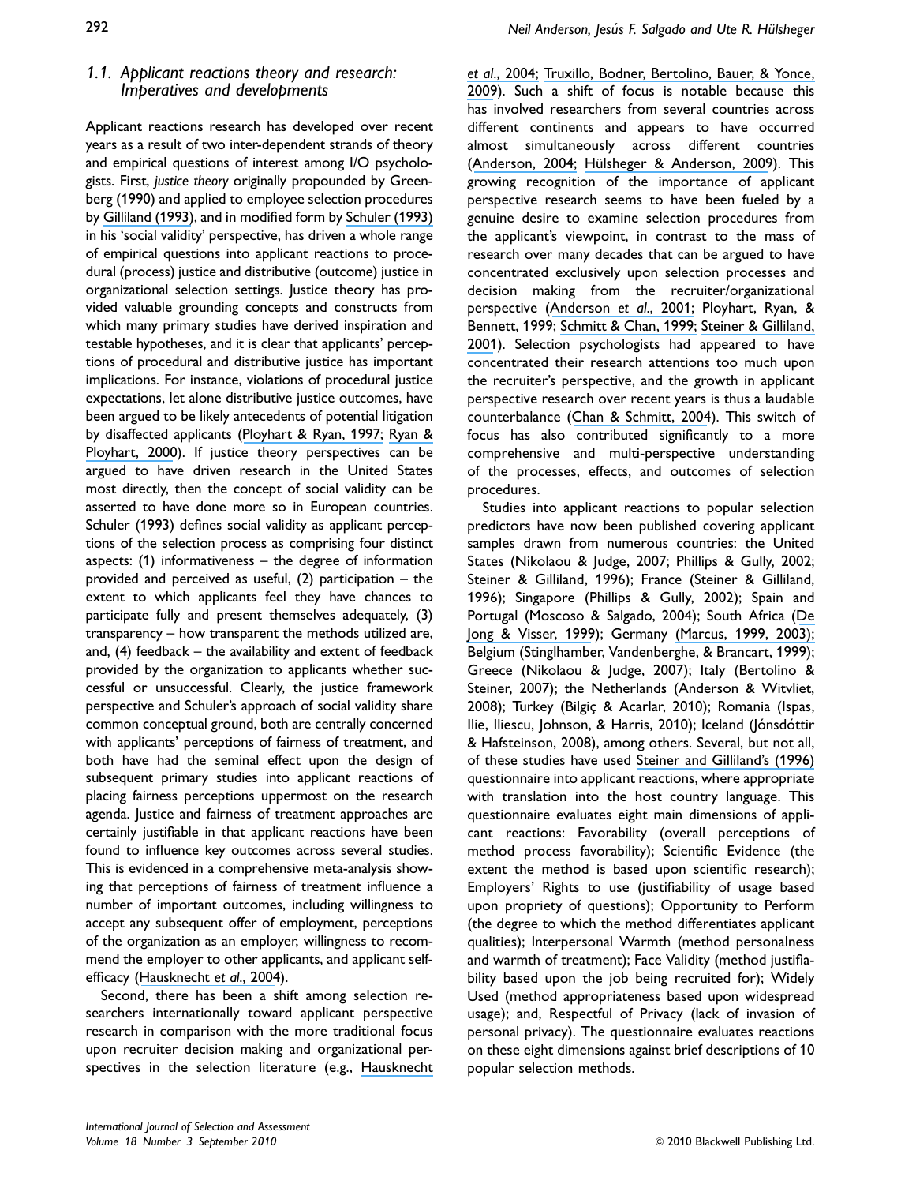### 1.1. Applicant reactions theory and research: Imperatives and developments

Applicant reactions research has developed over recent years as a result of two inter-dependent strands of theory and empirical questions of interest among I/O psychologists. First, *justice theory* originally propounded by Greenberg (1990) and applied to employee selection procedures by Gilliland (1993), and in modified form by Schuler (1993) in his 'social validity' perspective, has driven a whole range of empirical questions into applicant reactions to procedural (process) justice and distributive (outcome) justice in organizational selection settings. Justice theory has provided valuable grounding concepts and constructs from which many primary studies have derived inspiration and testable hypotheses, and it is clear that applicants' perceptions of procedural and distributive justice has important implications. For instance, violations of procedural justice expectations, let alone distributive justice outcomes, have been argued to be likely antecedents of potential litigation by disaffected applicants (Ployhart & Ryan, 1997; Ryan & Ployhart, 2000). If justice theory perspectives can be argued to have driven research in the United States most directly, then the concept of social validity can be asserted to have done more so in European countries. Schuler (1993) defines social validity as applicant perceptions of the selection process as comprising four distinct aspects: (1) informativeness – the degree of information provided and perceived as useful, (2) participation – the extent to which applicants feel they have chances to participate fully and present themselves adequately, (3) transparency – how transparent the methods utilized are, and, (4) feedback – the availability and extent of feedback provided by the organization to applicants whether successful or unsuccessful. Clearly, the justice framework perspective and Schuler's approach of social validity share common conceptual ground, both are centrally concerned with applicants' perceptions of fairness of treatment, and both have had the seminal effect upon the design of subsequent primary studies into applicant reactions of placing fairness perceptions uppermost on the research agenda. Justice and fairness of treatment approaches are certainly justifiable in that applicant reactions have been found to influence key outcomes across several studies. This is evidenced in a comprehensive meta-analysis showing that perceptions of fairness of treatment influence a number of important outcomes, including willingness to accept any subsequent offer of employment, perceptions of the organization as an employer, willingness to recommend the employer to other applicants, and applicant self-efficacy (Hausknecht *et al*., 2004).

Second, there has been a shift among selection researchers internationally toward applicant perspective research in comparison with the more traditional focus upon recruiter decision making and organizational perspectives in the selection literature (e.g., Hausknecht *et al*., 2004; Truxillo, Bodner, Bertolino, Bauer, & Yonce, 2009). Such a shift of focus is notable because this has involved researchers from several countries across different continents and appears to have occurred almost simultaneously across different countries (Anderson, 2004; Hülsheger & Anderson, 2009). This growing recognition of the importance of applicant perspective research seems to have been fueled by a genuine desire to examine selection procedures from the applicant's viewpoint, in contrast to the mass of research over many decades that can be argued to have concentrated exclusively upon selection processes and decision making from the recruiter/organizational perspective (Anderson *et al*., 2001; Ployhart, Ryan, & Bennett, 1999; Schmitt & Chan, 1999; Steiner & Gilliland, 2001). Selection psychologists had appeared to have concentrated their research attentions too much upon the recruiter's perspective, and the growth in applicant perspective research over recent years is thus a laudable counterbalance (Chan & Schmitt, 2004). This switch of focus has also contributed significantly to a more comprehensive and multi-perspective understanding of the processes, effects, and outcomes of selection procedures.

Studies into applicant reactions to popular selection predictors have now been published covering applicant samples drawn from numerous countries: the United States (Nikolaou & Judge, 2007; Phillips & Gully, 2002; Steiner & Gilliland, 1996); France (Steiner & Gilliland, 1996); Singapore (Phillips & Gully, 2002); Spain and Portugal (Moscoso & Salgado, 2004); South Africa (De Jong & Visser, 1999); Germany (Marcus, 1999, 2003); Belgium (Stinglhamber, Vandenberghe, & Brancart, 1999); Greece (Nikolaou & Judge, 2007); Italy (Bertolino & Steiner, 2007); the Netherlands (Anderson & Witvliet, 2008); Turkey (Bilgiç & Acarlar, 2010); Romania (Ispas, Ilie, Iliescu, Johnson, & Harris, 2010); Iceland (Jónsdóttir & Hafsteinson, 2008), among others. Several, but not all, of these studies have used Steiner and Gilliland's (1996) questionnaire into applicant reactions, where appropriate with translation into the host country language. This questionnaire evaluates eight main dimensions of applicant reactions: Favorability (overall perceptions of method process favorability); Scientific Evidence (the extent the method is based upon scientific research); Employers' Rights to use (justifiability of usage based upon propriety of questions); Opportunity to Perform (the degree to which the method differentiates applicant qualities); Interpersonal Warmth (method personalness and warmth of treatment); Face Validity (method justifiability based upon the job being recruited for); Widely Used (method appropriateness based upon widespread usage); and, Respectful of Privacy (lack of invasion of personal privacy). The questionnaire evaluates reactions on these eight dimensions against brief descriptions of 10 popular selection methods.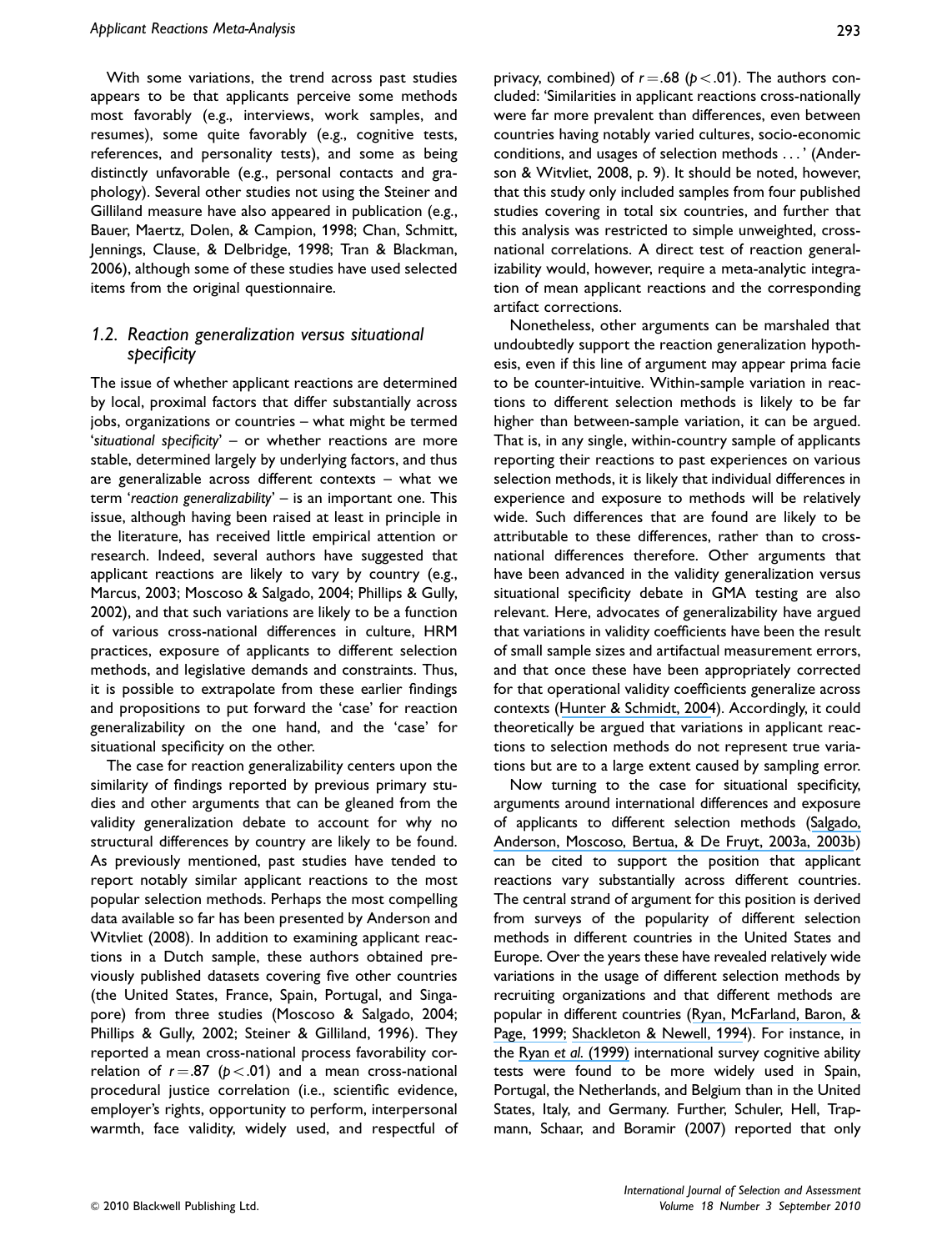With some variations, the trend across past studies appears to be that applicants perceive some methods most favorably (e.g., interviews, work samples, and resumes), some quite favorably (e.g., cognitive tests, references, and personality tests), and some as being distinctly unfavorable (e.g., personal contacts and graphology). Several other studies not using the Steiner and Gilliland measure have also appeared in publication (e.g., Bauer, Maertz, Dolen, & Campion, 1998; Chan, Schmitt, Jennings, Clause, & Delbridge, 1998; Tran & Blackman, 2006), although some of these studies have used selected items from the original questionnaire.

### 1.2. Reaction generalization versus situational specificity

The issue of whether applicant reactions are determined by local, proximal factors that differ substantially across jobs, organizations or countries – what might be termed '*situational specificity*' – or whether reactions are more stable, determined largely by underlying factors, and thus are generalizable across different contexts – what we term '*reaction generalizability*' – is an important one. This issue, although having been raised at least in principle in the literature, has received little empirical attention or research. Indeed, several authors have suggested that applicant reactions are likely to vary by country (e.g., Marcus, 2003; Moscoso & Salgado, 2004; Phillips & Gully, 2002), and that such variations are likely to be a function of various cross-national differences in culture, HRM practices, exposure of applicants to different selection methods, and legislative demands and constraints. Thus, it is possible to extrapolate from these earlier findings and propositions to put forward the 'case' for reaction generalizability on the one hand, and the 'case' for situational specificity on the other.

The case for reaction generalizability centers upon the similarity of findings reported by previous primary studies and other arguments that can be gleaned from the validity generalization debate to account for why no structural differences by country are likely to be found. As previously mentioned, past studies have tended to report notably similar applicant reactions to the most popular selection methods. Perhaps the most compelling data available so far has been presented by Anderson and Witvliet (2008). In addition to examining applicant reactions in a Dutch sample, these authors obtained previously published datasets covering five other countries (the United States, France, Spain, Portugal, and Singapore) from three studies (Moscoso & Salgado, 2004; Phillips & Gully, 2002; Steiner & Gilliland, 1996). They reported a mean cross-national process favorability correlation of $r = .87$ ($p < .01$) and a mean cross-national procedural justice correlation (i.e., scientific evidence, employer's rights, opportunity to perform, interpersonal warmth, face validity, widely used, and respectful of privacy, combined) of $r = .68$ ($p < .01$). The authors concluded: 'Similarities in applicant reactions cross-nationally were far more prevalent than differences, even between countries having notably varied cultures, socio-economic conditions, and usages of selection methods . . . ' (Anderson & Witvliet, 2008, p. 9). It should be noted, however, that this study only included samples from four published studies covering in total six countries, and further that this analysis was restricted to simple unweighted, cross-national correlations. A direct test of reaction generalizability would, however, require a meta-analytic integration of mean applicant reactions and the corresponding artifact corrections.

Nonetheless, other arguments can be marshaled that undoubtedly support the reaction generalization hypothesis, even if this line of argument may appear prima facie to be counter-intuitive. Within-sample variation in reactions to different selection methods is likely to be far higher than between-sample variation, it can be argued. That is, in any single, within-country sample of applicants reporting their reactions to past experiences on various selection methods, it is likely that individual differences in experience and exposure to methods will be relatively wide. Such differences that are found are likely to be attributable to these differences, rather than to cross-national differences therefore. Other arguments that have been advanced in the validity generalization versus situational specificity debate in GMA testing are also relevant. Here, advocates of generalizability have argued that variations in validity coefficients have been the result of small sample sizes and artifactual measurement errors, and that once these have been appropriately corrected for that operational validity coefficients generalize across contexts (Hunter & Schmidt, 2004). Accordingly, it could theoretically be argued that variations in applicant reactions to selection methods do not represent true variations but are to a large extent caused by sampling error.

Now turning to the case for situational specificity, arguments around international differences and exposure of applicants to different selection methods (Salgado, Anderson, Moscoso, Bertua, & De Fruyt, 2003a, 2003b) can be cited to support the position that applicant reactions vary substantially across different countries. The central strand of argument for this position is derived from surveys of the popularity of different selection methods in different countries in the United States and Europe. Over the years these have revealed relatively wide variations in the usage of different selection methods by recruiting organizations and that different methods are popular in different countries (Ryan, McFarland, Baron, & Page, 1999; Shackleton & Newell, 1994). For instance, in the Ryan *et al.* (1999) international survey cognitive ability tests were found to be more widely used in Spain, Portugal, the Netherlands, and Belgium than in the United States, Italy, and Germany. Further, Schuler, Hell, Trapmann, Schaar, and Boramir (2007) reported that only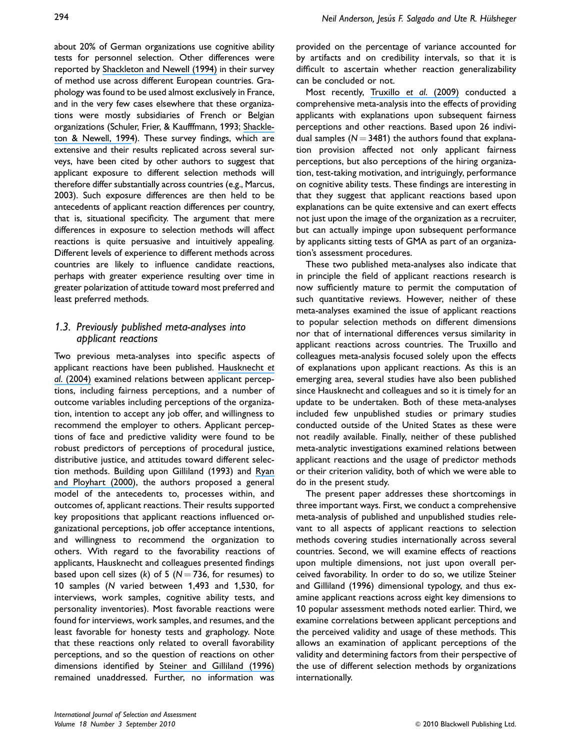about 20% of German organizations use cognitive ability tests for personnel selection. Other differences were reported by Shackleton and Newell (1994) in their survey of method use across different European countries. Graphology was found to be used almost exclusively in France, and in the very few cases elsewhere that these organizations were mostly subsidiaries of French or Belgian organizations (Schuler, Frier, & Kaufffmann, 1993; Shackleton & Newell, 1994). These survey findings, which are extensive and their results replicated across several surveys, have been cited by other authors to suggest that applicant exposure to different selection methods will therefore differ substantially across countries (e.g., Marcus, 2003). Such exposure differences are then held to be antecedents of applicant reaction differences per country, that is, situational specificity. The argument that mere differences in exposure to selection methods will affect reactions is quite persuasive and intuitively appealing. Different levels of experience to different methods across countries are likely to influence candidate reactions, perhaps with greater experience resulting over time in greater polarization of attitude toward most preferred and least preferred methods.

### 1.3. Previously published meta-analyses into applicant reactions

Two previous meta-analyses into specific aspects of applicant reactions have been published. Hausknecht *et al.* (2004) examined relations between applicant perceptions, including fairness perceptions, and a number of outcome variables including perceptions of the organization, intention to accept any job offer, and willingness to recommend the employer to others. Applicant perceptions of face and predictive validity were found to be robust predictors of perceptions of procedural justice, distributive justice, and attitudes toward different selection methods. Building upon Gilliland (1993) and Ryan and Ployhart (2000), the authors proposed a general model of the antecedents to, processes within, and outcomes of, applicant reactions. Their results supported key propositions that applicant reactions influenced organizational perceptions, job offer acceptance intentions, and willingness to recommend the organization to others. With regard to the favorability reactions of applicants, Hausknecht and colleagues presented findings based upon cell sizes ($k$) of 5 ($N = 736$, for resumes) to 10 samples ($N$ varied between 1,493 and 1,530, for interviews, work samples, cognitive ability tests, and personality inventories). Most favorable reactions were found for interviews, work samples, and resumes, and the least favorable for honesty tests and graphology. Note that these reactions only related to overall favorability perceptions, and so the question of reactions on other dimensions identified by Steiner and Gilliland (1996) remained unaddressed. Further, no information was provided on the percentage of variance accounted for by artifacts and on credibility intervals, so that it is difficult to ascertain whether reaction generalizability can be concluded or not.

Most recently, Truxillo *et al.* (2009) conducted a comprehensive meta-analysis into the effects of providing applicants with explanations upon subsequent fairness perceptions and other reactions. Based upon 26 individual samples ($N = 3481$) the authors found that explanation provision affected not only applicant fairness perceptions, but also perceptions of the hiring organization, test-taking motivation, and intriguingly, performance on cognitive ability tests. These findings are interesting in that they suggest that applicant reactions based upon explanations can be quite extensive and can exert effects not just upon the image of the organization as a recruiter, but can actually impinge upon subsequent performance by applicants sitting tests of GMA as part of an organization's assessment procedures.

These two published meta-analyses also indicate that in principle the field of applicant reactions research is now sufficiently mature to permit the computation of such quantitative reviews. However, neither of these meta-analyses examined the issue of applicant reactions to popular selection methods on different dimensions nor that of international differences versus similarity in applicant reactions across countries. The Truxillo and colleagues meta-analysis focused solely upon the effects of explanations upon applicant reactions. As this is an emerging area, several studies have also been published since Hausknecht and colleagues and so it is timely for an update to be undertaken. Both of these meta-analyses included few unpublished studies or primary studies conducted outside of the United States as these were not readily available. Finally, neither of these published meta-analytic investigations examined relations between applicant reactions and the usage of predictor methods or their criterion validity, both of which we were able to do in the present study.

The present paper addresses these shortcomings in three important ways. First, we conduct a comprehensive meta-analysis of published and unpublished studies relevant to all aspects of applicant reactions to selection methods covering studies internationally across several countries. Second, we will examine effects of reactions upon multiple dimensions, not just upon overall perceived favorability. In order to do so, we utilize Steiner and Gilliland (1996) dimensional typology, and thus examine applicant reactions across eight key dimensions to 10 popular assessment methods noted earlier. Third, we examine correlations between applicant perceptions and the perceived validity and usage of these methods. This allows an examination of applicant perceptions of the validity and determining factors from their perspective of the use of different selection methods by organizations internationally.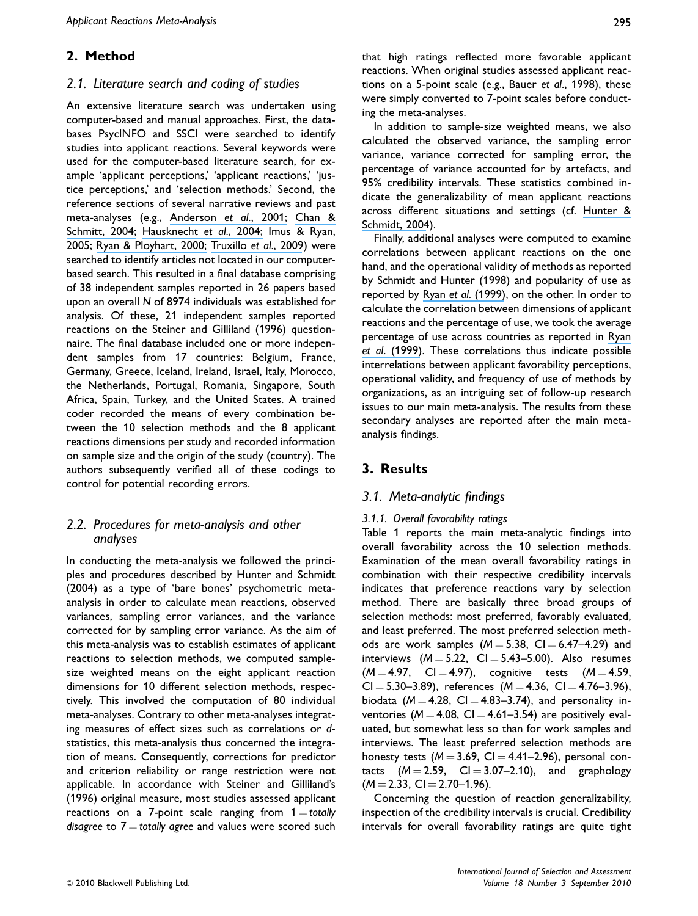## 2. Method

### 2.1. Literature search and coding of studies

An extensive literature search was undertaken using computer-based and manual approaches. First, the databases PsycINFO and SSCI were searched to identify studies into applicant reactions. Several keywords were used for the computer-based literature search, for example 'applicant perceptions,' 'applicant reactions,' 'justice perceptions,' and 'selection methods.' Second, the reference sections of several narrative reviews and past meta-analyses (e.g., Anderson *et al*., 2001; Chan & Schmitt, 2004; Hausknecht *et al*., 2004; Imus & Ryan, 2005; Ryan & Ployhart, 2000; Truxillo *et al*., 2009) were searched to identify articles not located in our computer-based search. This resulted in a final database comprising of 38 independent samples reported in 26 papers based upon an overall *N* of 8974 individuals was established for analysis. Of these, 21 independent samples reported reactions on the Steiner and Gilliland (1996) questionnaire. The final database included one or more independent samples from 17 countries: Belgium, France, Germany, Greece, Iceland, Ireland, Israel, Italy, Morocco, the Netherlands, Portugal, Romania, Singapore, South Africa, Spain, Turkey, and the United States. A trained coder recorded the means of every combination between the 10 selection methods and the 8 applicant reactions dimensions per study and recorded information on sample size and the origin of the study (country). The authors subsequently verified all of these codings to control for potential recording errors.

### 2.2. Procedures for meta-analysis and other analyses

In conducting the meta-analysis we followed the principles and procedures described by Hunter and Schmidt (2004) as a type of 'bare bones' psychometric meta-analysis in order to calculate mean reactions, observed variances, sampling error variances, and the variance corrected for by sampling error variance. As the aim of this meta-analysis was to establish estimates of applicant reactions to selection methods, we computed sample-size weighted means on the eight applicant reaction dimensions for 10 different selection methods, respectively. This involved the computation of 80 individual meta-analyses. Contrary to other meta-analyses integrating measures of effect sizes such as correlations or *d*-statistics, this meta-analysis thus concerned the integration of means. Consequently, corrections for predictor and criterion reliability or range restriction were not applicable. In accordance with Steiner and Gilliland's (1996) original measure, most studies assessed applicant reactions on a 7-point scale ranging from 1 = *totally disagree* to 7 = *totally agree* and values were scored such that high ratings reflected more favorable applicant reactions. When original studies assessed applicant reactions on a 5-point scale (e.g., Bauer *et al*., 1998), these were simply converted to 7-point scales before conducting the meta-analyses.

In addition to sample-size weighted means, we also calculated the observed variance, the sampling error variance, variance corrected for sampling error, the percentage of variance accounted for by artefacts, and 95% credibility intervals. These statistics combined indicate the generalizability of mean applicant reactions across different situations and settings (cf. Hunter & Schmidt, 2004).

Finally, additional analyses were computed to examine correlations between applicant reactions on the one hand, and the operational validity of methods as reported by Schmidt and Hunter (1998) and popularity of use as reported by Ryan *et al.* (1999), on the other. In order to calculate the correlation between dimensions of applicant reactions and the percentage of use, we took the average percentage of use across countries as reported in Ryan *et al.* (1999). These correlations thus indicate possible interrelations between applicant favorability perceptions, operational validity, and frequency of use of methods by organizations, as an intriguing set of follow-up research issues to our main meta-analysis. The results from these secondary analyses are reported after the main meta-analysis findings.

## 3. Results

### 3.1. Meta-analytic findings

#### 3.1.1. Overall favorability ratings

Table 1 reports the main meta-analytic findings into overall favorability across the 10 selection methods. Examination of the mean overall favorability ratings in combination with their respective credibility intervals indicates that preference reactions vary by selection method. There are basically three broad groups of selection methods: most preferred, favorably evaluated, and least preferred. The most preferred selection methods are work samples ($M = 5.38$, CI = 6.47–4.29) and interviews ($M = 5.22$, CI = 5.43–5.00). Also resumes ($M = 4.97$, CI = 4.97), cognitive tests ($M = 4.59$, CI = 5.30–3.89), references ($M = 4.36$, CI = 4.76–3.96), biodata ($M = 4.28$, CI = 4.83–3.74), and personality inventories ($M = 4.08$, CI = 4.61–3.54) are positively evaluated, but somewhat less so than for work samples and interviews. The least preferred selection methods are honesty tests ($M = 3.69$, CI = 4.41–2.96), personal contacts ($M = 2.59$, CI = 3.07–2.10), and graphology ($M = 2.33$, CI = 2.70–1.96).

Concerning the question of reaction generalizability, inspection of the credibility intervals is crucial. Credibility intervals for overall favorability ratings are quite tight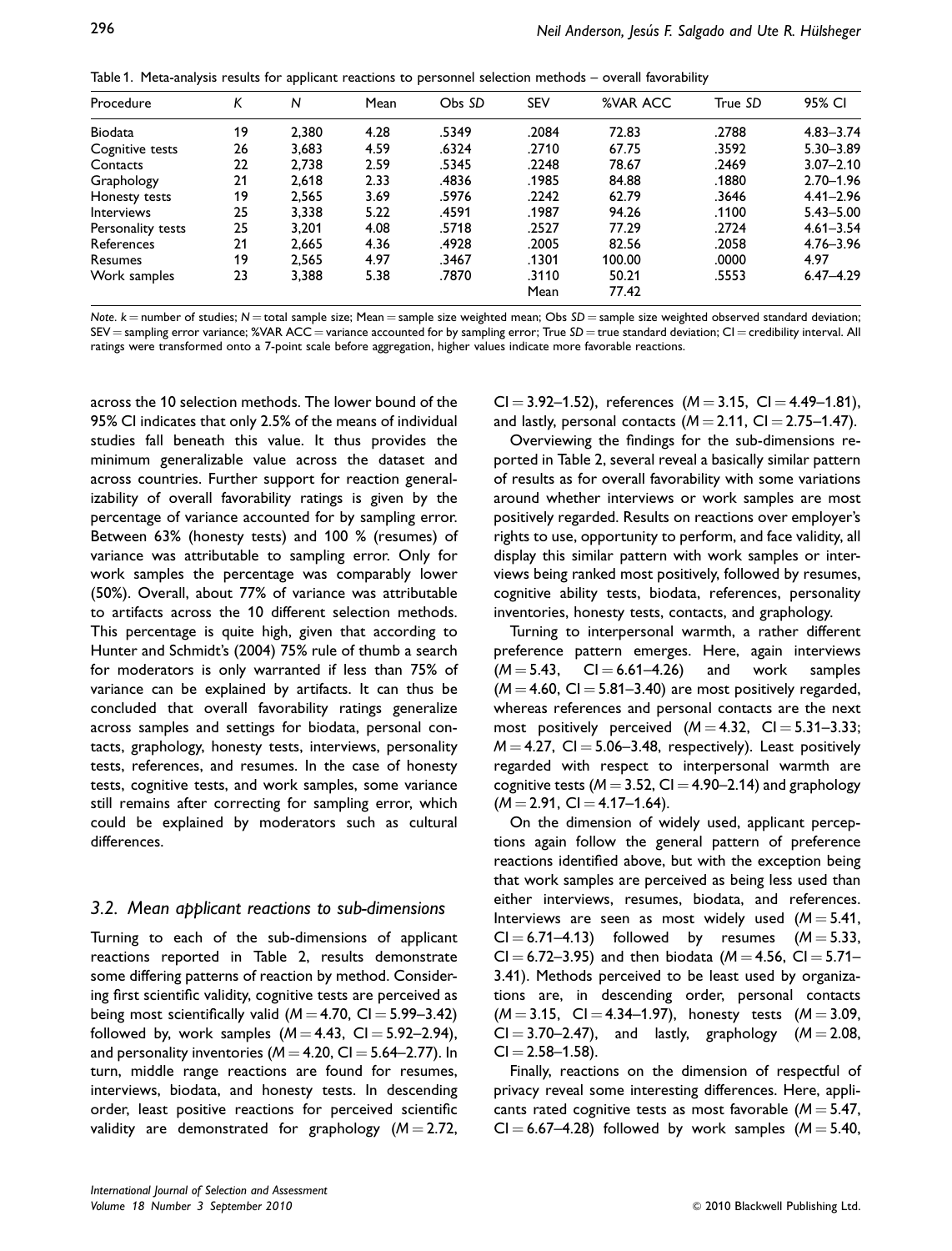Table 1. Meta-analysis results for applicant reactions to personnel selection methods – overall favorability

| Procedure | K | N | Mean | Obs SD | SEV | %VAR ACC | True SD | 95% CI |
|---|---|---|---|---|---|---|---|---|
| Biodata | 19 | 2,380 | 4.28 | .5349 | .2084 | 72.83 | .2788 | 4.83–3.74 |
| Cognitive tests | 26 | 3,683 | 4.59 | .6324 | .2710 | 67.75 | .3592 | 5.30–3.89 |
| Contacts | 22 | 2,738 | 2.59 | .5345 | .2248 | 78.67 | .2469 | 3.07–2.10 |
| Graphology | 21 | 2,618 | 2.33 | .4836 | .1985 | 84.88 | .1880 | 2.70–1.96 |
| Honesty tests | 19 | 2,565 | 3.69 | .5976 | .2242 | 62.79 | .3646 | 4.41–2.96 |
| Interviews | 25 | 3,338 | 5.22 | .4591 | .1987 | 94.26 | .1100 | 5.43–5.00 |
| Personality tests | 25 | 3,201 | 4.08 | .5718 | .2527 | 77.29 | .2724 | 4.61–3.54 |
| References | 21 | 2,665 | 4.36 | .4928 | .2005 | 82.56 | .2058 | 4.76–3.96 |
| Resumes | 19 | 2,565 | 4.97 | .3467 | .1301 | 100.00 | .0000 | 4.97 |
| Work samples | 23 | 3,388 | 5.38 | .7870 | .3110 | 50.21 | .5553 | 6.47–4.29 |
| | | | | | Mean | 77.42 | | |

*Note*. k = number of studies; N = total sample size; Mean = sample size weighted mean; Obs *SD* = sample size weighted observed standard deviation; SEV = sampling error variance; %VAR ACC = variance accounted for by sampling error; True *SD* = true standard deviation; CI = credibility interval. All ratings were transformed onto a 7-point scale before aggregation, higher values indicate more favorable reactions.

across the 10 selection methods. The lower bound of the 95% CI indicates that only 2.5% of the means of individual studies fall beneath this value. It thus provides the minimum generalizable value across the dataset and across countries. Further support for reaction generalizability of overall favorability ratings is given by the percentage of variance accounted for by sampling error. Between 63% (honesty tests) and 100 % (resumes) of variance was attributable to sampling error. Only for work samples the percentage was comparably lower (50%). Overall, about 77% of variance was attributable to artifacts across the 10 different selection methods. This percentage is quite high, given that according to Hunter and Schmidt's (2004) 75% rule of thumb a search for moderators is only warranted if less than 75% of variance can be explained by artifacts. It can thus be concluded that overall favorability ratings generalize across samples and settings for biodata, personal contacts, graphology, honesty tests, interviews, personality tests, references, and resumes. In the case of honesty tests, cognitive tests, and work samples, some variance still remains after correcting for sampling error, which could be explained by moderators such as cultural differences.

### 3.2. Mean applicant reactions to sub-dimensions

Turning to each of the sub-dimensions of applicant reactions reported in Table 2, results demonstrate some differing patterns of reaction by method. Considering first scientific validity, cognitive tests are perceived as being most scientifically valid ($M = 4.70$, CI = 5.99–3.42) followed by, work samples ($M = 4.43$, CI = 5.92–2.94), and personality inventories ($M = 4.20$, CI = 5.64–2.77). In turn, middle range reactions are found for resumes, interviews, biodata, and honesty tests. In descending order, least positive reactions for perceived scientific validity are demonstrated for graphology ($M = 2.72$, CI = 3.92–1.52), references ($M = 3.15$, CI = 4.49–1.81), and lastly, personal contacts ($M = 2.11$, CI = 2.75–1.47).

Overviewing the findings for the sub-dimensions reported in Table 2, several reveal a basically similar pattern of results as for overall favorability with some variations around whether interviews or work samples are most positively regarded. Results on reactions over employer's rights to use, opportunity to perform, and face validity, all display this similar pattern with work samples or interviews being ranked most positively, followed by resumes, cognitive ability tests, biodata, references, personality inventories, honesty tests, contacts, and graphology.

Turning to interpersonal warmth, a rather different preference pattern emerges. Here, again interviews ($M = 5.43$, CI = 6.61–4.26) and work samples ($M = 4.60$, CI = 5.81–3.40) are most positively regarded, whereas references and personal contacts are the next most positively perceived ($M = 4.32$, CI = 5.31–3.33; $M = 4.27$, CI = 5.06–3.48, respectively). Least positively regarded with respect to interpersonal warmth are cognitive tests ($M = 3.52$, CI = 4.90–2.14) and graphology ($M = 2.91$, CI = 4.17–1.64).

On the dimension of widely used, applicant perceptions again follow the general pattern of preference reactions identified above, but with the exception being that work samples are perceived as being less used than either interviews, resumes, biodata, and references. Interviews are seen as most widely used ($M = 5.41$, CI = 6.71–4.13) followed by resumes ($M = 5.33$, CI = 6.72–3.95) and then biodata ($M = 4.56$, CI = 5.71–3.41). Methods perceived to be least used by organizations are, in descending order, personal contacts ($M = 3.15$, CI = 4.34–1.97), honesty tests ($M = 3.09$, CI = 3.70–2.47), and lastly, graphology ($M = 2.08$, CI = 2.58–1.58).

Finally, reactions on the dimension of respectful of privacy reveal some interesting differences. Here, applicants rated cognitive tests as most favorable ($M = 5.47$, CI = 6.67–4.28) followed by work samples ($M = 5.40$,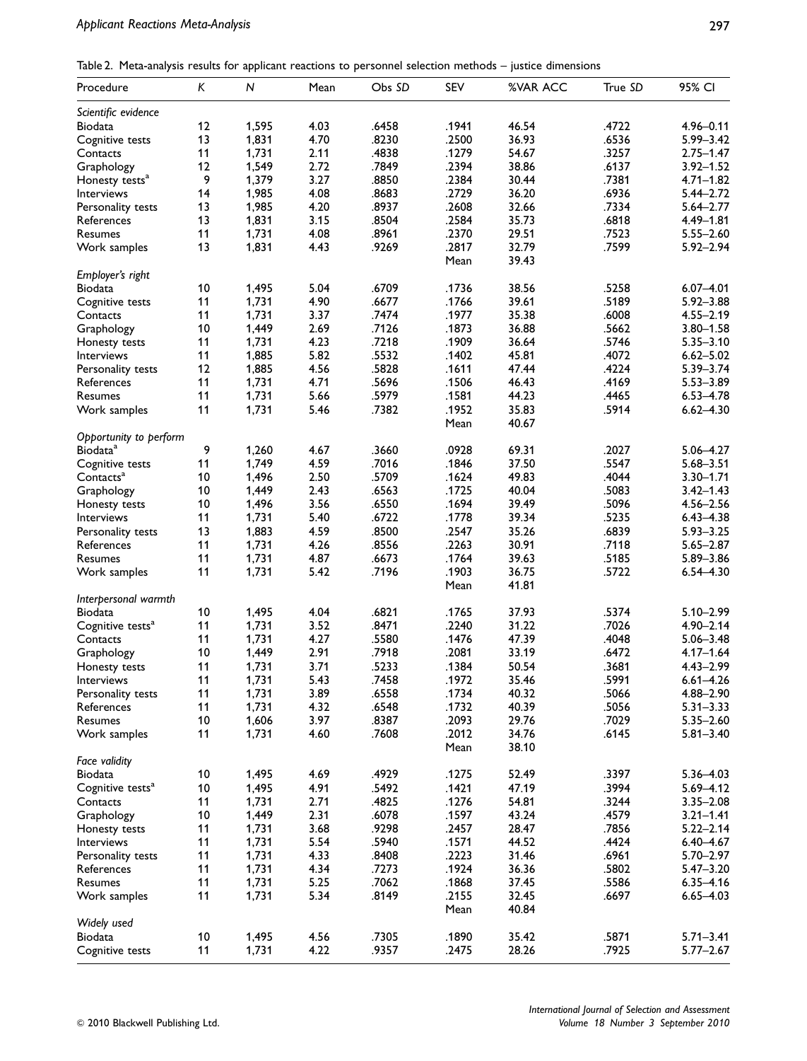Table 2. Meta-analysis results for applicant reactions to personnel selection methods – justice dimensions

| Procedure | K | N | Mean | Obs SD | SEV | %VAR ACC | True SD | 95% CI |
|---|---|---|---|---|---|---|---|---|
| *Scientific evidence* | | | | | | | | |
| Biodata | 12 | 1,595 | 4.03 | .6458 | .1941 | 46.54 | .4722 | 4.96–0.11 |
| Cognitive tests | 13 | 1,831 | 4.70 | .8230 | .2500 | 36.93 | .6536 | 5.99–3.42 |
| Contacts | 11 | 1,731 | 2.11 | .4838 | .1279 | 54.67 | .3257 | 2.75–1.47 |
| Graphology | 12 | 1,549 | 2.72 | .7849 | .2394 | 38.86 | .6137 | 3.92–1.52 |
| Honesty tests[a] | 9 | 1,379 | 3.27 | .8850 | .2384 | 30.44 | .7381 | 4.71–1.82 |
| Interviews | 14 | 1,985 | 4.08 | .8683 | .2729 | 36.20 | .6936 | 5.44–2.72 |
| Personality tests | 13 | 1,985 | 4.20 | .8937 | .2608 | 32.66 | .7334 | 5.64–2.77 |
| References | 13 | 1,831 | 3.15 | .8504 | .2584 | 35.73 | .6818 | 4.49–1.81 |
| Resumes | 11 | 1,731 | 4.08 | .8961 | .2370 | 29.51 | .7523 | 5.55–2.60 |
| Work samples | 13 | 1,831 | 4.43 | .9269 | .2817 | 32.79 | .7599 | 5.92–2.94 |
| | | | | | Mean | 39.43 | | |
| *Employer's right* | | | | | | | | |
| Biodata | 10 | 1,495 | 5.04 | .6709 | .1736 | 38.56 | .5258 | 6.07–4.01 |
| Cognitive tests | 11 | 1,731 | 4.90 | .6677 | .1766 | 39.61 | .5189 | 5.92–3.88 |
| Contacts | 11 | 1,731 | 3.37 | .7474 | .1977 | 35.38 | .6008 | 4.55–2.19 |
| Graphology | 10 | 1,449 | 2.69 | .7126 | .1873 | 36.88 | .5662 | 3.80–1.58 |
| Honesty tests | 11 | 1,731 | 4.23 | .7218 | .1909 | 36.64 | .5746 | 5.35–3.10 |
| Interviews | 11 | 1,885 | 5.82 | .5532 | .1402 | 45.81 | .4072 | 6.62–5.02 |
| Personality tests | 12 | 1,885 | 4.56 | .5828 | .1611 | 47.44 | .4224 | 5.39–3.74 |
| References | 11 | 1,731 | 4.71 | .5696 | .1506 | 46.43 | .4169 | 5.53–3.89 |
| Resumes | 11 | 1,731 | 5.66 | .5979 | .1581 | 44.23 | .4465 | 6.53–4.78 |
| Work samples | 11 | 1,731 | 5.46 | .7382 | .1952 | 35.83 | .5914 | 6.62–4.30 |
| | | | | | Mean | 40.67 | | |
| *Opportunity to perform* | | | | | | | | |
| Biodata[a] | 9 | 1,260 | 4.67 | .3660 | .0928 | 69.31 | .2027 | 5.06–4.27 |
| Cognitive tests | 11 | 1,749 | 4.59 | .7016 | .1846 | 37.50 | .5547 | 5.68–3.51 |
| Contacts[a] | 10 | 1,496 | 2.50 | .5709 | .1624 | 49.83 | .4044 | 3.30–1.71 |
| Graphology | 10 | 1,449 | 2.43 | .6563 | .1725 | 40.04 | .5083 | 3.42–1.43 |
| Honesty tests | 10 | 1,496 | 3.56 | .6550 | .1694 | 39.49 | .5096 | 4.56–2.56 |
| Interviews | 11 | 1,731 | 5.40 | .6722 | .1778 | 39.34 | .5235 | 6.43–4.38 |
| Personality tests | 13 | 1,883 | 4.59 | .8500 | .2547 | 35.26 | .6839 | 5.93–3.25 |
| References | 11 | 1,731 | 4.26 | .8556 | .2263 | 30.91 | .7118 | 5.65–2.87 |
| Resumes | 11 | 1,731 | 4.87 | .6673 | .1764 | 39.63 | .5185 | 5.89–3.86 |
| Work samples | 11 | 1,731 | 5.42 | .7196 | .1903 | 36.75 | .5722 | 6.54–4.30 |
| | | | | | Mean | 41.81 | | |
| *Interpersonal warmth* | | | | | | | | |
| Biodata | 10 | 1,495 | 4.04 | .6821 | .1765 | 37.93 | .5374 | 5.10–2.99 |
| Cognitive tests[a] | 11 | 1,731 | 3.52 | .8471 | .2240 | 31.22 | .7026 | 4.90–2.14 |
| Contacts | 11 | 1,731 | 4.27 | .5580 | .1476 | 47.39 | .4048 | 5.06–3.48 |
| Graphology | 10 | 1,449 | 2.91 | .7918 | .2081 | 33.19 | .6472 | 4.17–1.64 |
| Honesty tests | 11 | 1,731 | 3.71 | .5233 | .1384 | 50.54 | .3681 | 4.43–2.99 |
| Interviews | 11 | 1,731 | 5.43 | .7458 | .1972 | 35.46 | .5991 | 6.61–4.26 |
| Personality tests | 11 | 1,731 | 3.89 | .6558 | .1734 | 40.32 | .5066 | 4.88–2.90 |
| References | 11 | 1,731 | 4.32 | .6548 | .1732 | 40.39 | .5056 | 5.31–3.33 |
| Resumes | 10 | 1,606 | 3.97 | .8387 | .2093 | 29.76 | .7029 | 5.35–2.60 |
| Work samples | 11 | 1,731 | 4.60 | .7608 | .2012 | 34.76 | .6145 | 5.81–3.40 |
| | | | | | Mean | 38.10 | | |
| *Face validity* | | | | | | | | |
| Biodata | 10 | 1,495 | 4.69 | .4929 | .1275 | 52.49 | .3397 | 5.36–4.03 |
| Cognitive tests[a] | 10 | 1,495 | 4.91 | .5492 | .1421 | 47.19 | .3994 | 5.69–4.12 |
| Contacts | 11 | 1,731 | 2.71 | .4825 | .1276 | 54.81 | .3244 | 3.35–2.08 |
| Graphology | 10 | 1,449 | 2.31 | .6078 | .1597 | 43.24 | .4579 | 3.21–1.41 |
| Honesty tests | 11 | 1,731 | 3.68 | .9298 | .2457 | 28.47 | .7856 | 5.22–2.14 |
| Interviews | 11 | 1,731 | 5.54 | .5940 | .1571 | 44.52 | .4424 | 6.40–4.67 |
| Personality tests | 11 | 1,731 | 4.33 | .8408 | .2223 | 31.46 | .6961 | 5.70–2.97 |
| References | 11 | 1,731 | 4.34 | .7273 | .1924 | 36.36 | .5802 | 5.47–3.20 |
| Resumes | 11 | 1,731 | 5.25 | .7062 | .1868 | 37.45 | .5586 | 6.35–4.16 |
| Work samples | 11 | 1,731 | 5.34 | .8149 | .2155 | 32.45 | .6697 | 6.65–4.03 |
| | | | | | Mean | 40.84 | | |
| *Widely used* | | | | | | | | |
| Biodata | 10 | 1,495 | 4.56 | .7305 | .1890 | 35.42 | .5871 | 5.71–3.41 |
| Cognitive tests | 11 | 1,731 | 4.22 | .9357 | .2475 | 28.26 | .7925 | 5.77–2.67 |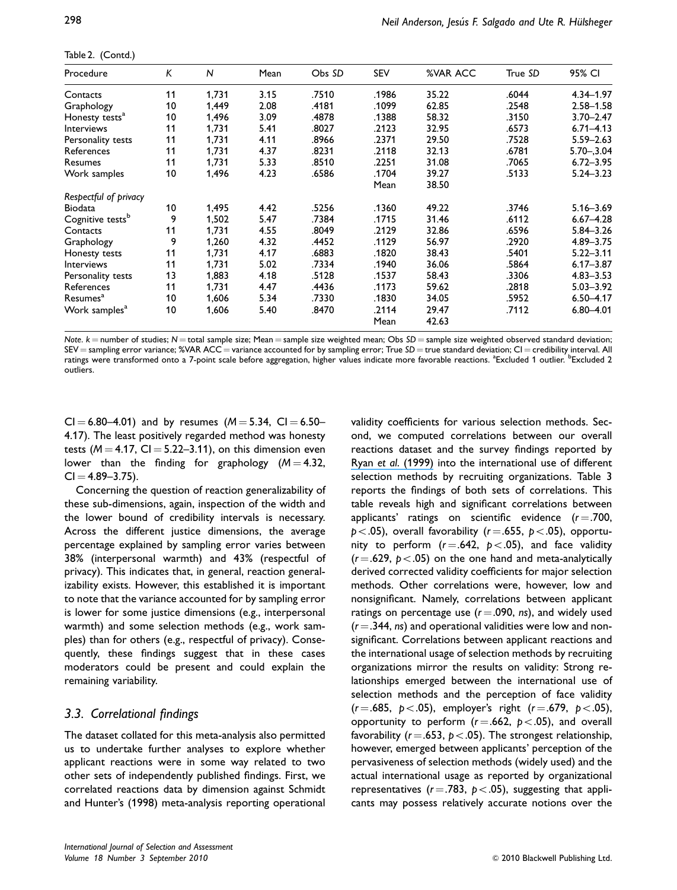Table 2. (Contd.)

| Procedure | K | N | Mean | Obs SD | SEV | %VAR ACC | True SD | 95% CI |
|---|---|---|---|---|---|---|---|---|
| Contacts | 11 | 1,731 | 3.15 | .7510 | .1986 | 35.22 | .6044 | 4.34–1.97 |
| Graphology | 10 | 1,449 | 2.08 | .4181 | .1099 | 62.85 | .2548 | 2.58–1.58 |
| Honesty tests[a] | 10 | 1,496 | 3.09 | .4878 | .1388 | 58.32 | .3150 | 3.70–2.47 |
| Interviews | 11 | 1,731 | 5.41 | .8027 | .2123 | 32.95 | .6573 | 6.71–4.13 |
| Personality tests | 11 | 1,731 | 4.11 | .8966 | .2371 | 29.50 | .7528 | 5.59–2.63 |
| References | 11 | 1,731 | 4.37 | .8231 | .2118 | 32.13 | .6781 | 5.70–,3.04 |
| Resumes | 11 | 1,731 | 5.33 | .8510 | .2251 | 31.08 | .7065 | 6.72–3.95 |
| Work samples | 10 | 1,496 | 4.23 | .6586 | .1704 | 39.27 | .5133 | 5.24–3.23 |
| | | | | | Mean | 38.50 | | |
| *Respectful of privacy* | | | | | | | | |
| Biodata | 10 | 1,495 | 4.42 | .5256 | .1360 | 49.22 | .3746 | 5.16–3.69 |
| Cognitive tests[b] | 9 | 1,502 | 5.47 | .7384 | .1715 | 31.46 | .6112 | 6.67–4.28 |
| Contacts | 11 | 1,731 | 4.55 | .8049 | .2129 | 32.86 | .6596 | 5.84–3.26 |
| Graphology | 9 | 1,260 | 4.32 | .4452 | .1129 | 56.97 | .2920 | 4.89–3.75 |
| Honesty tests | 11 | 1,731 | 4.17 | .6883 | .1820 | 38.43 | .5401 | 5.22–3.11 |
| Interviews | 11 | 1,731 | 5.02 | .7334 | .1940 | 36.06 | .5864 | 6.17–3.87 |
| Personality tests | 13 | 1,883 | 4.18 | .5128 | .1537 | 58.43 | .3306 | 4.83–3.53 |
| References | 11 | 1,731 | 4.47 | .4436 | .1173 | 59.62 | .2818 | 5.03–3.92 |
| Resumes[a] | 10 | 1,606 | 5.34 | .7330 | .1830 | 34.05 | .5952 | 6.50–4.17 |
| Work samples[a] | 10 | 1,606 | 5.40 | .8470 | .2114 | 29.47 | .7112 | 6.80–4.01 |
| | | | | | Mean | 42.63 | | |

*Note.* k = number of studies; N = total sample size; Mean = sample size weighted mean; Obs SD = sample size weighted observed standard deviation; SEV = sampling error variance; %VAR ACC = variance accounted for by sampling error; True SD = true standard deviation; CI = credibility interval. All ratings were transformed onto a 7-point scale before aggregation, higher values indicate more favorable reactions. [a]Excluded 1 outlier. [b]Excluded 2 outliers.

CI = 6.80–4.01) and by resumes ($M = 5.34$, CI = 6.50–4.17). The least positively regarded method was honesty tests ($M = 4.17$, CI = 5.22–3.11), on this dimension even lower than the finding for graphology ($M = 4.32$, CI = 4.89–3.75).

Concerning the question of reaction generalizability of these sub-dimensions, again, inspection of the width and the lower bound of credibility intervals is necessary. Across the different justice dimensions, the average percentage explained by sampling error varies between 38% (interpersonal warmth) and 43% (respectful of privacy). This indicates that, in general, reaction generalizability exists. However, this established it is important to note that the variance accounted for by sampling error is lower for some justice dimensions (e.g., interpersonal warmth) and some selection methods (e.g., work samples) than for others (e.g., respectful of privacy). Consequently, these findings suggest that in these cases moderators could be present and could explain the remaining variability.

### 3.3. Correlational findings

The dataset collated for this meta-analysis also permitted us to undertake further analyses to explore whether applicant reactions were in some way related to two other sets of independently published findings. First, we correlated reactions data by dimension against Schmidt and Hunter's (1998) meta-analysis reporting operational validity coefficients for various selection methods. Second, we computed correlations between our overall reactions dataset and the survey findings reported by Ryan *et al.* (1999) into the international use of different selection methods by recruiting organizations. Table 3 reports the findings of both sets of correlations. This table reveals high and significant correlations between applicants' ratings on scientific evidence ($r = .700$, $p < .05$), overall favorability ($r = .655$, $p < .05$), opportunity to perform ($r = .642$, $p < .05$), and face validity ($r = .629$, $p < .05$) on the one hand and meta-analytically derived corrected validity coefficients for major selection methods. Other correlations were, however, low and nonsignificant. Namely, correlations between applicant ratings on percentage use ($r = .090$, *ns*), and widely used ($r = .344$, *ns*) and operational validities were low and nonsignificant. Correlations between applicant reactions and the international usage of selection methods by recruiting organizations mirror the results on validity: Strong relationships emerged between the international use of selection methods and the perception of face validity ($r = .685$, $p < .05$), employer's right ($r = .679$, $p < .05$), opportunity to perform ($r = .662$, $p < .05$), and overall favorability ($r = .653$, $p < .05$). The strongest relationship, however, emerged between applicants' perception of the pervasiveness of selection methods (widely used) and the actual international usage as reported by organizational representatives ($r = .783$, $p < .05$), suggesting that applicants may possess relatively accurate notions over the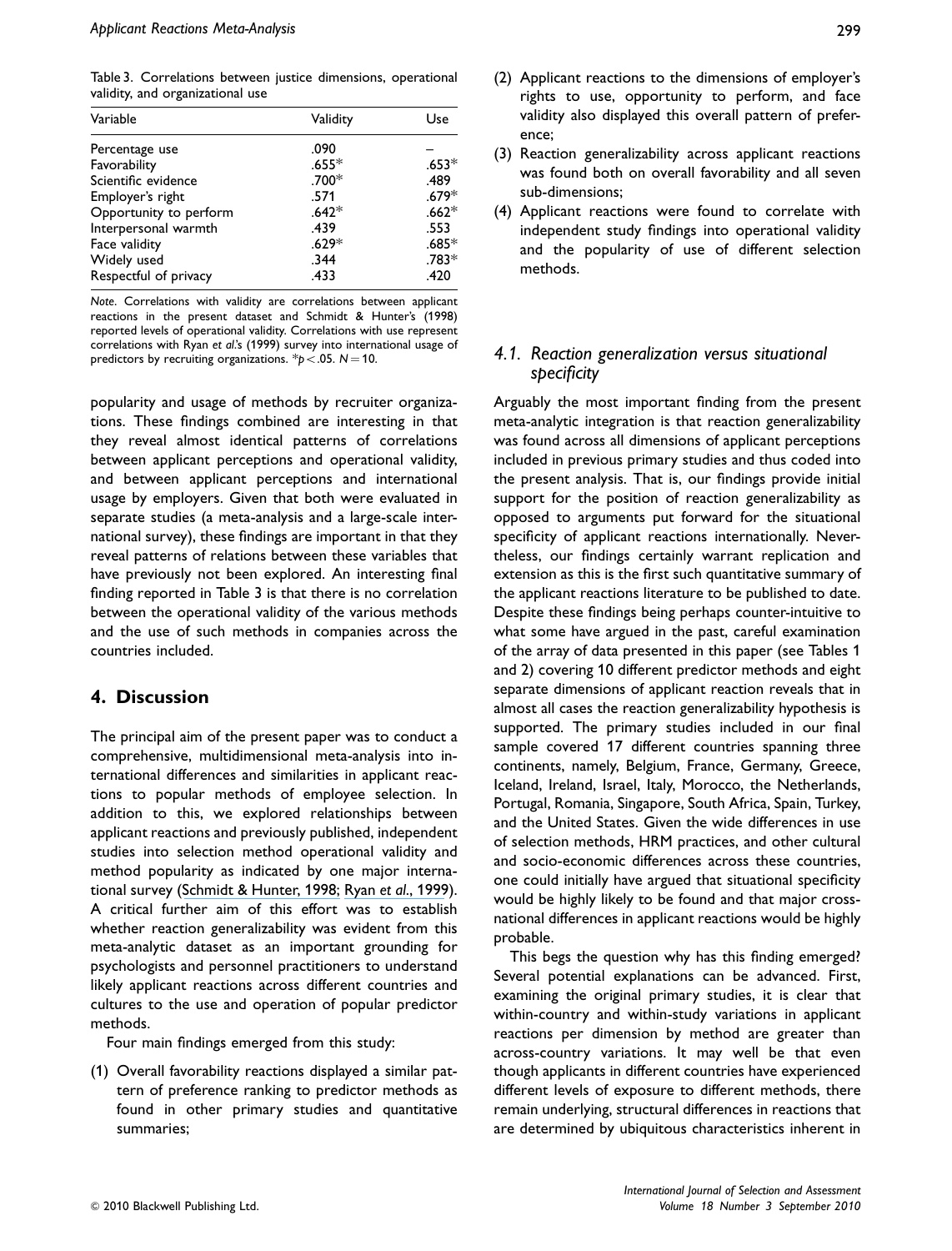Table 3. Correlations between justice dimensions, operational validity, and organizational use

| Variable | Validity | Use |
|---|---|---|
| Percentage use | .090 | – |
| Favorability | .655* | .653* |
| Scientific evidence | .700* | .489 |
| Employer's right | .571 | .679* |
| Opportunity to perform | .642* | .662* |
| Interpersonal warmth | .439 | .553 |
| Face validity | .629* | .685* |
| Widely used | .344 | .783* |
| Respectful of privacy | .433 | .420 |

*Note*. Correlations with validity are correlations between applicant reactions in the present dataset and Schmidt & Hunter's (1998) reported levels of operational validity. Correlations with use represent correlations with Ryan *et al.*'s (1999) survey into international usage of predictors by recruiting organizations. $^{*}p < .05$. $N = 10$.

popularity and usage of methods by recruiter organizations. These findings combined are interesting in that they reveal almost identical patterns of correlations between applicant perceptions and operational validity, and between applicant perceptions and international usage by employers. Given that both were evaluated in separate studies (a meta-analysis and a large-scale international survey), these findings are important in that they reveal patterns of relations between these variables that have previously not been explored. An interesting final finding reported in Table 3 is that there is no correlation between the operational validity of the various methods and the use of such methods in companies across the countries included.

## 4. Discussion

The principal aim of the present paper was to conduct a comprehensive, multidimensional meta-analysis into international differences and similarities in applicant reactions to popular methods of employee selection. In addition to this, we explored relationships between applicant reactions and previously published, independent studies into selection method operational validity and method popularity as indicated by one major international survey (Schmidt & Hunter, 1998; Ryan *et al.*, 1999). A critical further aim of this effort was to establish whether reaction generalizability was evident from this meta-analytic dataset as an important grounding for psychologists and personnel practitioners to understand likely applicant reactions across different countries and cultures to the use and operation of popular predictor methods.

Four main findings emerged from this study:

(1) Overall favorability reactions displayed a similar pattern of preference ranking to predictor methods as found in other primary studies and quantitative summaries;
(2) Applicant reactions to the dimensions of employer's rights to use, opportunity to perform, and face validity also displayed this overall pattern of preference;
(3) Reaction generalizability across applicant reactions was found both on overall favorability and all seven sub-dimensions;
(4) Applicant reactions were found to correlate with independent study findings into operational validity and the popularity of use of different selection methods.

### 4.1. Reaction generalization versus situational specificity

Arguably the most important finding from the present meta-analytic integration is that reaction generalizability was found across all dimensions of applicant perceptions included in previous primary studies and thus coded into the present analysis. That is, our findings provide initial support for the position of reaction generalizability as opposed to arguments put forward for the situational specificity of applicant reactions internationally. Nevertheless, our findings certainly warrant replication and extension as this is the first such quantitative summary of the applicant reactions literature to be published to date. Despite these findings being perhaps counter-intuitive to what some have argued in the past, careful examination of the array of data presented in this paper (see Tables 1 and 2) covering 10 different predictor methods and eight separate dimensions of applicant reaction reveals that in almost all cases the reaction generalizability hypothesis is supported. The primary studies included in our final sample covered 17 different countries spanning three continents, namely, Belgium, France, Germany, Greece, Iceland, Ireland, Israel, Italy, Morocco, the Netherlands, Portugal, Romania, Singapore, South Africa, Spain, Turkey, and the United States. Given the wide differences in use of selection methods, HRM practices, and other cultural and socio-economic differences across these countries, one could initially have argued that situational specificity would be highly likely to be found and that major cross-national differences in applicant reactions would be highly probable.

This begs the question why has this finding emerged? Several potential explanations can be advanced. First, examining the original primary studies, it is clear that within-country and within-study variations in applicant reactions per dimension by method are greater than across-country variations. It may well be that even though applicants in different countries have experienced different levels of exposure to different methods, there remain underlying, structural differences in reactions that are determined by ubiquitous characteristics inherent in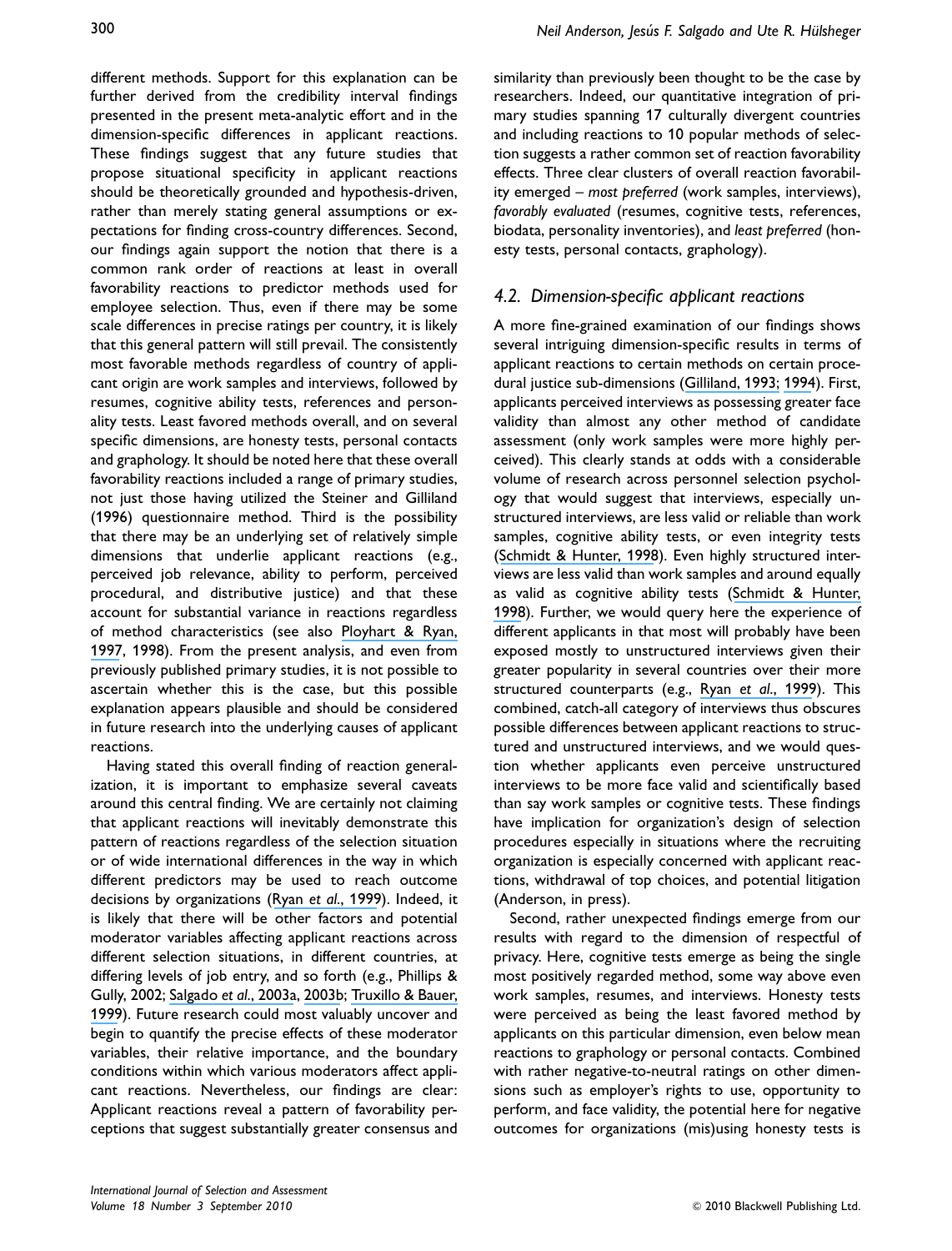different methods. Support for this explanation can be further derived from the credibility interval findings presented in the present meta-analytic effort and in the dimension-specific differences in applicant reactions. These findings suggest that any future studies that propose situational specificity in applicant reactions should be theoretically grounded and hypothesis-driven, rather than merely stating general assumptions or expectations for finding cross-country differences. Second, our findings again support the notion that there is a common rank order of reactions at least in overall favorability reactions to predictor methods used for employee selection. Thus, even if there may be some scale differences in precise ratings per country, it is likely that this general pattern will still prevail. The consistently most favorable methods regardless of country of applicant origin are work samples and interviews, followed by resumes, cognitive ability tests, references and personality tests. Least favored methods overall, and on several specific dimensions, are honesty tests, personal contacts and graphology. It should be noted here that these overall favorability reactions included a range of primary studies, not just those having utilized the Steiner and Gilliland (1996) questionnaire method. Third is the possibility that there may be an underlying set of relatively simple dimensions that underlie applicant reactions (e.g., perceived job relevance, ability to perform, perceived procedural, and distributive justice) and that these account for substantial variance in reactions regardless of method characteristics (see also Ployhart & Ryan, 1997, 1998). From the present analysis, and even from previously published primary studies, it is not possible to ascertain whether this is the case, but this possible explanation appears plausible and should be considered in future research into the underlying causes of applicant reactions.

Having stated this overall finding of reaction generalization, it is important to emphasize several caveats around this central finding. We are certainly not claiming that applicant reactions will inevitably demonstrate this pattern of reactions regardless of the selection situation or of wide international differences in the way in which different predictors may be used to reach outcome decisions by organizations (Ryan *et al.*, 1999). Indeed, it is likely that there will be other factors and potential moderator variables affecting applicant reactions across different selection situations, in different countries, at differing levels of job entry, and so forth (e.g., Phillips & Gully, 2002; Salgado *et al.*, 2003a, 2003b; Truxillo & Bauer, 1999). Future research could most valuably uncover and begin to quantify the precise effects of these moderator variables, their relative importance, and the boundary conditions within which various moderators affect applicant reactions. Nevertheless, our findings are clear: Applicant reactions reveal a pattern of favorability perceptions that suggest substantially greater consensus and similarity than previously been thought to be the case by researchers. Indeed, our quantitative integration of primary studies spanning 17 culturally divergent countries and including reactions to 10 popular methods of selection suggests a rather common set of reaction favorability effects. Three clear clusters of overall reaction favorability emerged – *most preferred* (work samples, interviews), *favorably evaluated* (resumes, cognitive tests, references, biodata, personality inventories), and *least preferred* (honesty tests, personal contacts, graphology).

## 4.2. Dimension-specific applicant reactions

A more fine-grained examination of our findings shows several intriguing dimension-specific results in terms of applicant reactions to certain methods on certain procedural justice sub-dimensions (Gilliland, 1993; 1994). First, applicants perceived interviews as possessing greater face validity than almost any other method of candidate assessment (only work samples were more highly perceived). This clearly stands at odds with a considerable volume of research across personnel selection psychology that would suggest that interviews, especially unstructured interviews, are less valid or reliable than work samples, cognitive ability tests, or even integrity tests (Schmidt & Hunter, 1998). Even highly structured interviews are less valid than work samples and around equally as valid as cognitive ability tests (Schmidt & Hunter, 1998). Further, we would query here the experience of different applicants in that most will probably have been exposed mostly to unstructured interviews given their greater popularity in several countries over their more structured counterparts (e.g., Ryan *et al.*, 1999). This combined, catch-all category of interviews thus obscures possible differences between applicant reactions to structured and unstructured interviews, and we would question whether applicants even perceive unstructured interviews to be more face valid and scientifically based than say work samples or cognitive tests. These findings have implication for organization's design of selection procedures especially in situations where the recruiting organization is especially concerned with applicant reactions, withdrawal of top choices, and potential litigation (Anderson, in press).

Second, rather unexpected findings emerge from our results with regard to the dimension of respectful of privacy. Here, cognitive tests emerge as being the single most positively regarded method, some way above even work samples, resumes, and interviews. Honesty tests were perceived as being the least favored method by applicants on this particular dimension, even below mean reactions to graphology or personal contacts. Combined with rather negative-to-neutral ratings on other dimensions such as employer's rights to use, opportunity to perform, and face validity, the potential here for negative outcomes for organizations (mis)using honesty tests is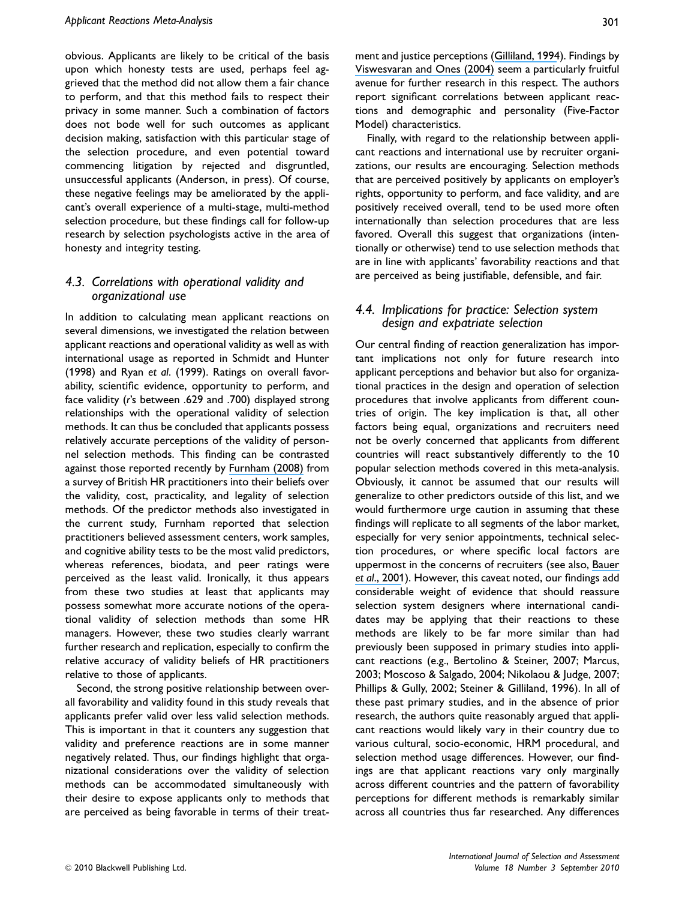obvious. Applicants are likely to be critical of the basis upon which honesty tests are used, perhaps feel aggrieved that the method did not allow them a fair chance to perform, and that this method fails to respect their privacy in some manner. Such a combination of factors does not bode well for such outcomes as applicant decision making, satisfaction with this particular stage of the selection procedure, and even potential toward commencing litigation by rejected and disgruntled, unsuccessful applicants (Anderson, in press). Of course, these negative feelings may be ameliorated by the applicant's overall experience of a multi-stage, multi-method selection procedure, but these findings call for follow-up research by selection psychologists active in the area of honesty and integrity testing.

### 4.3. Correlations with operational validity and organizational use

In addition to calculating mean applicant reactions on several dimensions, we investigated the relation between applicant reactions and operational validity as well as with international usage as reported in Schmidt and Hunter (1998) and Ryan *et al.* (1999). Ratings on overall favorability, scientific evidence, opportunity to perform, and face validity (*r*'s between .629 and .700) displayed strong relationships with the operational validity of selection methods. It can thus be concluded that applicants possess relatively accurate perceptions of the validity of personnel selection methods. This finding can be contrasted against those reported recently by Furnham (2008) from a survey of British HR practitioners into their beliefs over the validity, cost, practicality, and legality of selection methods. Of the predictor methods also investigated in the current study, Furnham reported that selection practitioners believed assessment centers, work samples, and cognitive ability tests to be the most valid predictors, whereas references, biodata, and peer ratings were perceived as the least valid. Ironically, it thus appears from these two studies at least that applicants may possess somewhat more accurate notions of the operational validity of selection methods than some HR managers. However, these two studies clearly warrant further research and replication, especially to confirm the relative accuracy of validity beliefs of HR practitioners relative to those of applicants.

Second, the strong positive relationship between overall favorability and validity found in this study reveals that applicants prefer valid over less valid selection methods. This is important in that it counters any suggestion that validity and preference reactions are in some manner negatively related. Thus, our findings highlight that organizational considerations over the validity of selection methods can be accommodated simultaneously with their desire to expose applicants only to methods that are perceived as being favorable in terms of their treatment and justice perceptions (Gilliland, 1994). Findings by Viswesvaran and Ones (2004) seem a particularly fruitful avenue for further research in this respect. The authors report significant correlations between applicant reactions and demographic and personality (Five-Factor Model) characteristics.

Finally, with regard to the relationship between applicant reactions and international use by recruiter organizations, our results are encouraging. Selection methods that are perceived positively by applicants on employer's rights, opportunity to perform, and face validity, and are positively received overall, tend to be used more often internationally than selection procedures that are less favored. Overall this suggest that organizations (intentionally or otherwise) tend to use selection methods that are in line with applicants' favorability reactions and that are perceived as being justifiable, defensible, and fair.

### 4.4. Implications for practice: Selection system design and expatriate selection

Our central finding of reaction generalization has important implications not only for future research into applicant perceptions and behavior but also for organizational practices in the design and operation of selection procedures that involve applicants from different countries of origin. The key implication is that, all other factors being equal, organizations and recruiters need not be overly concerned that applicants from different countries will react substantively differently to the 10 popular selection methods covered in this meta-analysis. Obviously, it cannot be assumed that our results will generalize to other predictors outside of this list, and we would furthermore urge caution in assuming that these findings will replicate to all segments of the labor market, especially for very senior appointments, technical selection procedures, or where specific local factors are uppermost in the concerns of recruiters (see also, Bauer *et al.*, 2001). However, this caveat noted, our findings add considerable weight of evidence that should reassure selection system designers where international candidates may be applying that their reactions to these methods are likely to be far more similar than had previously been supposed in primary studies into applicant reactions (e.g., Bertolino & Steiner, 2007; Marcus, 2003; Moscoso & Salgado, 2004; Nikolaou & Judge, 2007; Phillips & Gully, 2002; Steiner & Gilliland, 1996). In all of these past primary studies, and in the absence of prior research, the authors quite reasonably argued that applicant reactions would likely vary in their country due to various cultural, socio-economic, HRM procedural, and selection method usage differences. However, our findings are that applicant reactions vary only marginally across different countries and the pattern of favorability perceptions for different methods is remarkably similar across all countries thus far researched. Any differences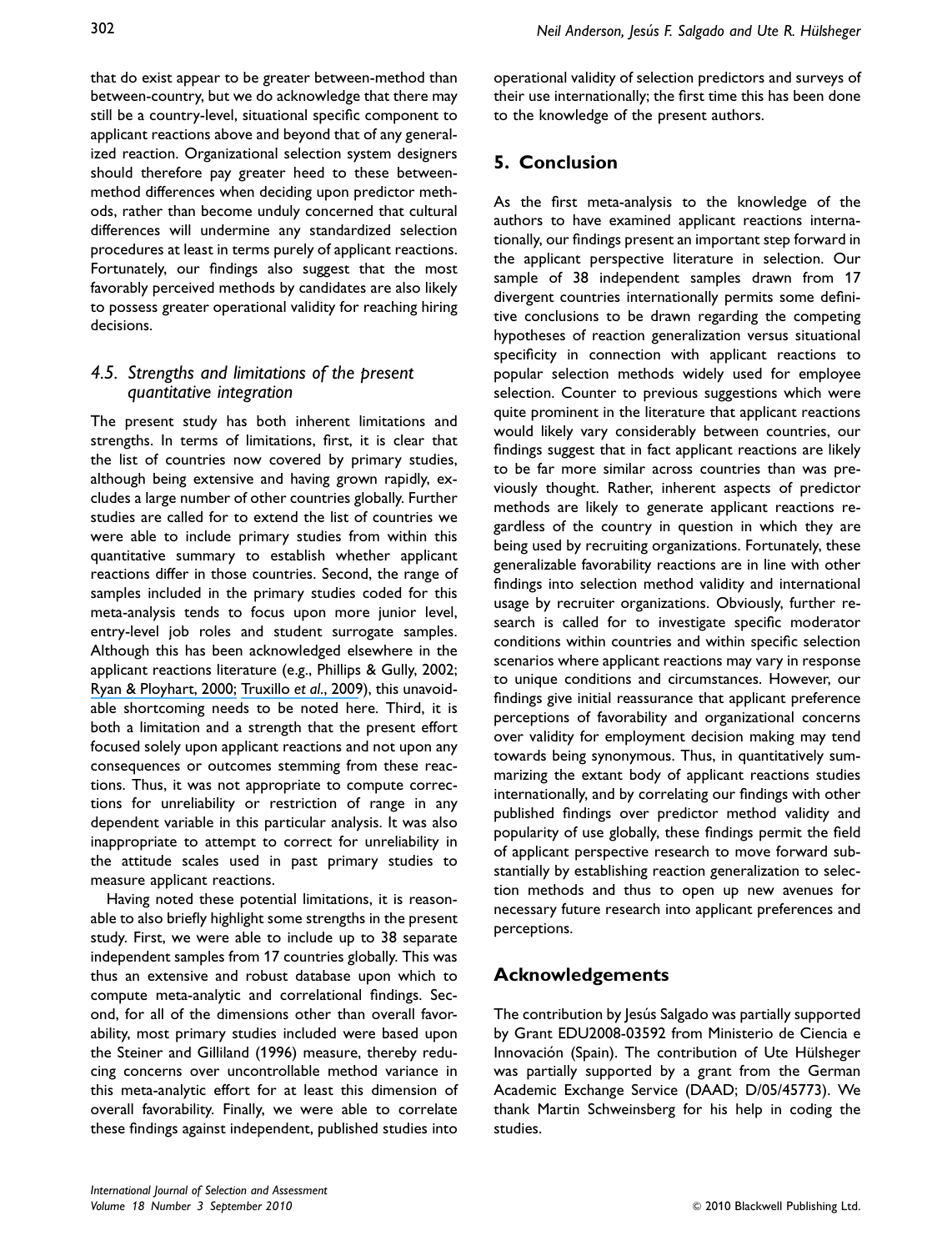that do exist appear to be greater between-method than between-country, but we do acknowledge that there may still be a country-level, situational specific component to applicant reactions above and beyond that of any generalized reaction. Organizational selection system designers should therefore pay greater heed to these between-method differences when deciding upon predictor methods, rather than become unduly concerned that cultural differences will undermine any standardized selection procedures at least in terms purely of applicant reactions. Fortunately, our findings also suggest that the most favorably perceived methods by candidates are also likely to possess greater operational validity for reaching hiring decisions.

### 4.5. Strengths and limitations of the present quantitative integration

The present study has both inherent limitations and strengths. In terms of limitations, first, it is clear that the list of countries now covered by primary studies, although being extensive and having grown rapidly, excludes a large number of other countries globally. Further studies are called for to extend the list of countries we were able to include primary studies from within this quantitative summary to establish whether applicant reactions differ in those countries. Second, the range of samples included in the primary studies coded for this meta-analysis tends to focus upon more junior level, entry-level job roles and student surrogate samples. Although this has been acknowledged elsewhere in the applicant reactions literature (e.g., Phillips & Gully, 2002; Ryan & Ployhart, 2000; Truxillo *et al.*, 2009), this unavoidable shortcoming needs to be noted here. Third, it is both a limitation and a strength that the present effort focused solely upon applicant reactions and not upon any consequences or outcomes stemming from these reactions. Thus, it was not appropriate to compute corrections for unreliability or restriction of range in any dependent variable in this particular analysis. It was also inappropriate to attempt to correct for unreliability in the attitude scales used in past primary studies to measure applicant reactions.

Having noted these potential limitations, it is reasonable to also briefly highlight some strengths in the present study. First, we were able to include up to 38 separate independent samples from 17 countries globally. This was thus an extensive and robust database upon which to compute meta-analytic and correlational findings. Second, for all of the dimensions other than overall favorability, most primary studies included were based upon the Steiner and Gilliland (1996) measure, thereby reducing concerns over uncontrollable method variance in this meta-analytic effort for at least this dimension of overall favorability. Finally, we were able to correlate these findings against independent, published studies into operational validity of selection predictors and surveys of their use internationally; the first time this has been done to the knowledge of the present authors.

## 5. Conclusion

As the first meta-analysis to the knowledge of the authors to have examined applicant reactions internationally, our findings present an important step forward in the applicant perspective literature in selection. Our sample of 38 independent samples drawn from 17 divergent countries internationally permits some definitive conclusions to be drawn regarding the competing hypotheses of reaction generalization versus situational specificity in connection with applicant reactions to popular selection methods widely used for employee selection. Counter to previous suggestions which were quite prominent in the literature that applicant reactions would likely vary considerably between countries, our findings suggest that in fact applicant reactions are likely to be far more similar across countries than was previously thought. Rather, inherent aspects of predictor methods are likely to generate applicant reactions regardless of the country in question in which they are being used by recruiting organizations. Fortunately, these generalizable favorability reactions are in line with other findings into selection method validity and international usage by recruiter organizations. Obviously, further research is called for to investigate specific moderator conditions within countries and within specific selection scenarios where applicant reactions may vary in response to unique conditions and circumstances. However, our findings give initial reassurance that applicant preference perceptions of favorability and organizational concerns over validity for employment decision making may tend towards being synonymous. Thus, in quantitatively summarizing the extant body of applicant reactions studies internationally, and by correlating our findings with other published findings over predictor method validity and popularity of use globally, these findings permit the field of applicant perspective research to move forward substantially by establishing reaction generalization to selection methods and thus to open up new avenues for necessary future research into applicant preferences and perceptions.

## Acknowledgements

The contribution by Jesús Salgado was partially supported by Grant EDU2008-03592 from Ministerio de Ciencia e Innovación (Spain). The contribution of Ute Hülsheger was partially supported by a grant from the German Academic Exchange Service (DAAD; D/05/45773). We thank Martin Schweinsberg for his help in coding the studies.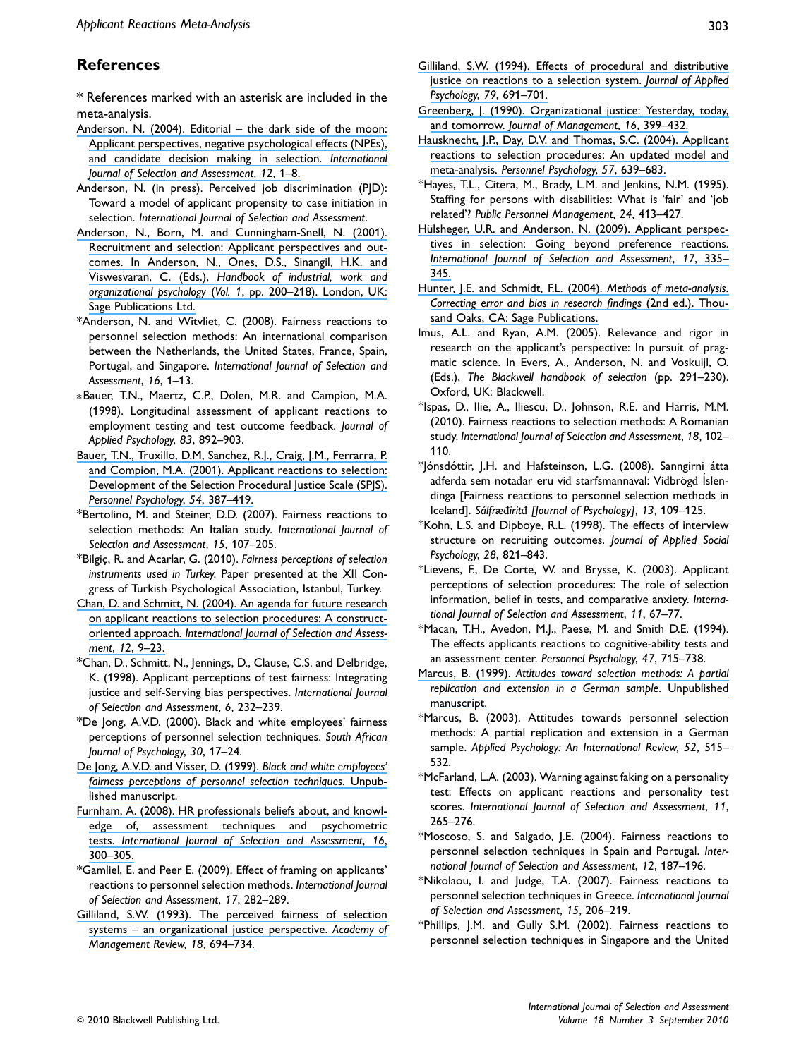## References

\* References marked with an asterisk are included in the meta-analysis.

Anderson, N. (2004). Editorial – the dark side of the moon: Applicant perspectives, negative psychological effects (NPEs), and candidate decision making in selection. *International Journal of Selection and Assessment*, *12*, 1–8.

Anderson, N. (in press). Perceived job discrimination (PJD): Toward a model of applicant propensity to case initiation in selection. *International Journal of Selection and Assessment*.

Anderson, N., Born, M. and Cunningham-Snell, N. (2001). Recruitment and selection: Applicant perspectives and outcomes. In Anderson, N., Ones, D.S., Sinangil, H.K. and Viswesvaran, C. (Eds.), *Handbook of industrial, work and organizational psychology* (*Vol. 1*, pp. 200–218). London, UK: Sage Publications Ltd.

\*Anderson, N. and Witvliet, C. (2008). Fairness reactions to personnel selection methods: An international comparison between the Netherlands, the United States, France, Spain, Portugal, and Singapore. *International Journal of Selection and Assessment*, *16*, 1–13.

\*Bauer, T.N., Maertz, C.P., Dolen, M.R. and Campion, M.A. (1998). Longitudinal assessment of applicant reactions to employment testing and test outcome feedback. *Journal of Applied Psychology*, *83*, 892–903.

Bauer, T.N., Truxillo, D.M, Sanchez, R.J., Craig, J.M., Ferrarra, P. and Compion, M.A. (2001). Applicant reactions to selection: Development of the Selection Procedural Justice Scale (SPJS). *Personnel Psychology*, *54*, 387–419.

\*Bertolino, M. and Steiner, D.D. (2007). Fairness reactions to selection methods: An Italian study. *International Journal of Selection and Assessment*, *15*, 107–205.

\*Bilgiç, R. and Acarlar, G. (2010). *Fairness perceptions of selection instruments used in Turkey*. Paper presented at the XII Congress of Turkish Psychological Association, Istanbul, Turkey.

Chan, D. and Schmitt, N. (2004). An agenda for future research on applicant reactions to selection procedures: A construct-oriented approach. *International Journal of Selection and Assessment*, *12*, 9–23.

\*Chan, D., Schmitt, N., Jennings, D., Clause, C.S. and Delbridge, K. (1998). Applicant perceptions of test fairness: Integrating justice and self-Serving bias perspectives. *International Journal of Selection and Assessment*, *6*, 232–239.

\*De Jong, A.V.D. (2000). Black and white employees' fairness perceptions of personnel selection techniques. *South African Journal of Psychology*, *30*, 17–24.

De Jong, A.V.D. and Visser, D. (1999). *Black and white employees' fairness perceptions of personnel selection techniques*. Unpublished manuscript.

Furnham, A. (2008). HR professionals beliefs about, and knowledge of, assessment techniques and psychometric tests. *International Journal of Selection and Assessment*, *16*, 300–305.

\*Gamliel, E. and Peer E. (2009). Effect of framing on applicants' reactions to personnel selection methods. *International Journal of Selection and Assessment*, *17*, 282–289.

Gilliland, S.W. (1993). The perceived fairness of selection systems – an organizational justice perspective. *Academy of Management Review*, *18*, 694–734.

Gilliland, S.W. (1994). Effects of procedural and distributive justice on reactions to a selection system. *Journal of Applied Psychology*, *79*, 691–701.

Greenberg, J. (1990). Organizational justice: Yesterday, today, and tomorrow. *Journal of Management*, *16*, 399–432.

Hausknecht, J.P., Day, D.V. and Thomas, S.C. (2004). Applicant reactions to selection procedures: An updated model and meta-analysis. *Personnel Psychology*, *57*, 639–683.

\*Hayes, T.L., Citera, M., Brady, L.M. and Jenkins, N.M. (1995). Staffing for persons with disabilities: What is 'fair' and 'job related'? *Public Personnel Management*, *24*, 413–427.

Hülsheger, U.R. and Anderson, N. (2009). Applicant perspectives in selection: Going beyond preference reactions. *International Journal of Selection and Assessment*, *17*, 335–345.

Hunter, J.E. and Schmidt, F.L. (2004). *Methods of meta-analysis. Correcting error and bias in research findings* (2nd ed.). Thousand Oaks, CA: Sage Publications.

Imus, A.L. and Ryan, A.M. (2005). Relevance and rigor in research on the applicant's perspective: In pursuit of pragmatic science. In Evers, A., Anderson, N. and Voskuijl, O. (Eds.), *The Blackwell handbook of selection* (pp. 291–230). Oxford, UK: Blackwell.

\*Ispas, D., Ilie, A., Iliescu, D., Johnson, R.E. and Harris, M.M. (2010). Fairness reactions to selection methods: A Romanian study. *International Journal of Selection and Assessment*, *18*, 102–110.

\*Jónsdóttir, J.H. and Hafsteinson, L.G. (2008). Sanngirni átta aðferða sem notaðar eru við starfsmannaval: Viðbrögð Íslendinga [Fairness reactions to personnel selection methods in Iceland]. *Sálfræðiritð [Journal of Psychology]*, *13*, 109–125.

\*Kohn, L.S. and Dipboye, R.L. (1998). The effects of interview structure on recruiting outcomes. *Journal of Applied Social Psychology*, *28*, 821–843.

\*Lievens, F., De Corte, W. and Brysse, K. (2003). Applicant perceptions of selection procedures: The role of selection information, belief in tests, and comparative anxiety. *International Journal of Selection and Assessment*, *11*, 67–77.

\*Macan, T.H., Avedon, M.J., Paese, M. and Smith D.E. (1994). The effects applicants reactions to cognitive-ability tests and an assessment center. *Personnel Psychology*, *47*, 715–738.

Marcus, B. (1999). *Attitudes toward selection methods: A partial replication and extension in a German sample*. Unpublished manuscript.

\*Marcus, B. (2003). Attitudes towards personnel selection methods: A partial replication and extension in a German sample. *Applied Psychology: An International Review*, *52*, 515–532.

\*McFarland, L.A. (2003). Warning against faking on a personality test: Effects on applicant reactions and personality test scores. *International Journal of Selection and Assessment*, *11*, 265–276.

\*Moscoso, S. and Salgado, J.E. (2004). Fairness reactions to personnel selection techniques in Spain and Portugal. *International Journal of Selection and Assessment*, *12*, 187–196.

\*Nikolaou, I. and Judge, T.A. (2007). Fairness reactions to personnel selection techniques in Greece. *International Journal of Selection and Assessment*, *15*, 206–219.

\*Phillips, J.M. and Gully S.M. (2002). Fairness reactions to personnel selection techniques in Singapore and the United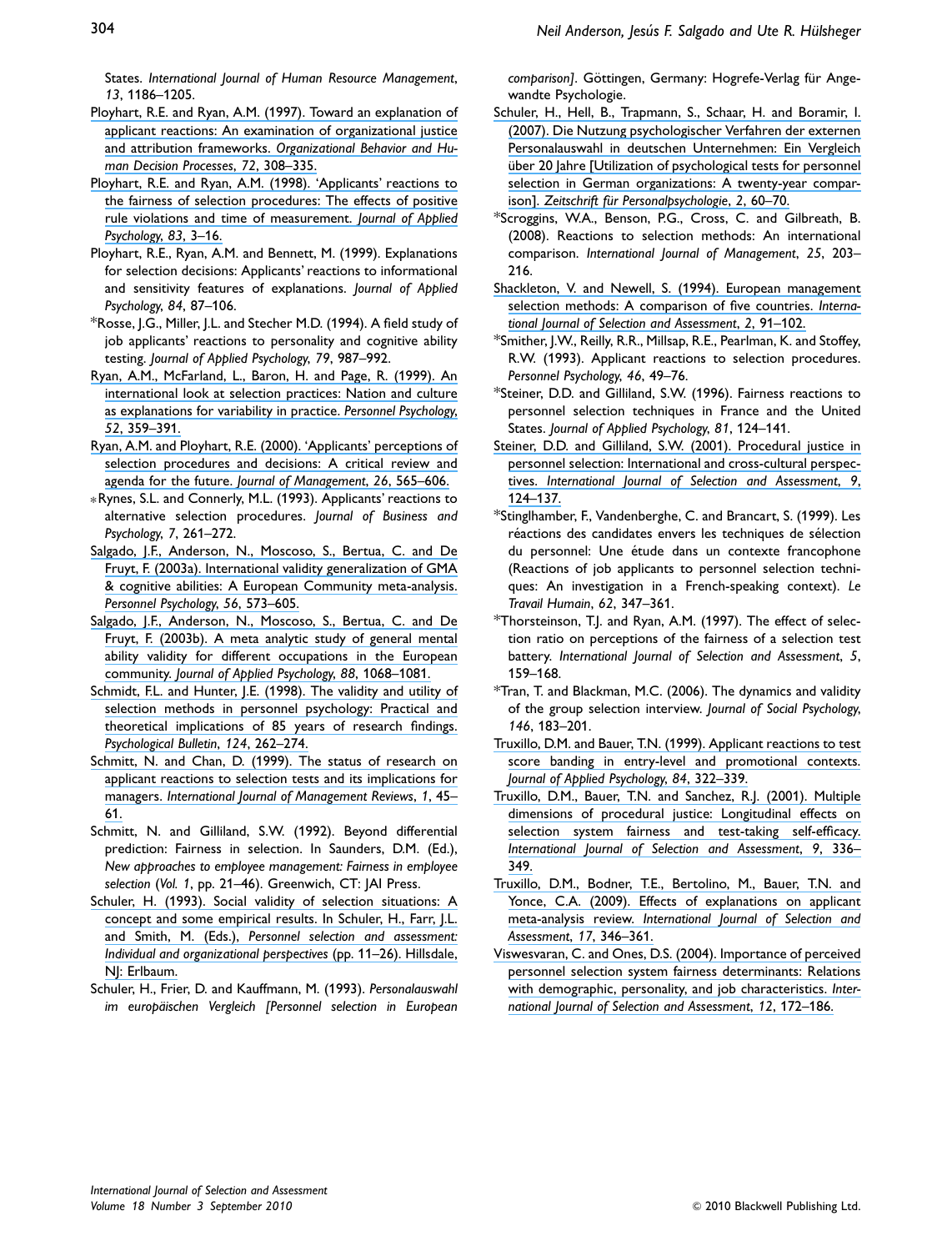States. *International Journal of Human Resource Management*, *13*, 1186–1205.

Ployhart, R.E. and Ryan, A.M. (1997). Toward an explanation of applicant reactions: An examination of organizational justice and attribution frameworks. *Organizational Behavior and Human Decision Processes*, *72*, 308–335.

Ployhart, R.E. and Ryan, A.M. (1998). 'Applicants' reactions to the fairness of selection procedures: The effects of positive rule violations and time of measurement. *Journal of Applied Psychology*, *83*, 3–16.

Ployhart, R.E., Ryan, A.M. and Bennett, M. (1999). Explanations for selection decisions: Applicants' reactions to informational and sensitivity features of explanations. *Journal of Applied Psychology*, *84*, 87–106.

*Rosse, J.G., Miller, J.L. and Stecher M.D. (1994). A field study of job applicants' reactions to personality and cognitive ability testing. *Journal of Applied Psychology*, *79*, 987–992.

Ryan, A.M., McFarland, L., Baron, H. and Page, R. (1999). An international look at selection practices: Nation and culture as explanations for variability in practice. *Personnel Psychology*, *52*, 359–391.

Ryan, A.M. and Ployhart, R.E. (2000). 'Applicants' perceptions of selection procedures and decisions: A critical review and agenda for the future. *Journal of Management*, *26*, 565–606.

*Rynes, S.L. and Connerly, M.L. (1993). Applicants' reactions to alternative selection procedures. *Journal of Business and Psychology*, *7*, 261–272.

Salgado, J.F., Anderson, N., Moscoso, S., Bertua, C. and De Fruyt, F. (2003a). International validity generalization of GMA & cognitive abilities: A European Community meta-analysis. *Personnel Psychology*, *56*, 573–605.

Salgado, J.F., Anderson, N., Moscoso, S., Bertua, C. and De Fruyt, F. (2003b). A meta analytic study of general mental ability validity for different occupations in the European community. *Journal of Applied Psychology*, *88*, 1068–1081.

Schmidt, F.L. and Hunter, J.E. (1998). The validity and utility of selection methods in personnel psychology: Practical and theoretical implications of 85 years of research findings. *Psychological Bulletin*, *124*, 262–274.

Schmitt, N. and Chan, D. (1999). The status of research on applicant reactions to selection tests and its implications for managers. *International Journal of Management Reviews*, *1*, 45–61.

Schmitt, N. and Gilliland, S.W. (1992). Beyond differential prediction: Fairness in selection. In Saunders, D.M. (Ed.), *New approaches to employee management: Fairness in employee selection* (*Vol. 1*, pp. 21–46). Greenwich, CT: JAI Press.

Schuler, H. (1993). Social validity of selection situations: A concept and some empirical results. In Schuler, H., Farr, J.L. and Smith, M. (Eds.), *Personnel selection and assessment: Individual and organizational perspectives* (pp. 11–26). Hillsdale, NJ: Erlbaum.

Schuler, H., Frier, D. and Kauffmann, M. (1993). *Personalauswahl im europäischen Vergleich [Personnel selection in European comparison]*. Göttingen, Germany: Hogrefe-Verlag für Angewandte Psychologie.

Schuler, H., Hell, B., Trapmann, S., Schaar, H. and Boramir, I. (2007). Die Nutzung psychologischer Verfahren der externen Personalauswahl in deutschen Unternehmen: Ein Vergleich über 20 Jahre [Utilization of psychological tests for personnel selection in German organizations: A twenty-year comparison]. *Zeitschrift für Personalpsychologie*, *2*, 60–70.

*Scroggins, W.A., Benson, P.G., Cross, C. and Gilbreath, B. (2008). Reactions to selection methods: An international comparison. *International Journal of Management*, *25*, 203–216.

Shackleton, V. and Newell, S. (1994). European management selection methods: A comparison of five countries. *International Journal of Selection and Assessment*, *2*, 91–102.

*Smither, J.W., Reilly, R.R., Millsap, R.E., Pearlman, K. and Stoffey, R.W. (1993). Applicant reactions to selection procedures. *Personnel Psychology*, *46*, 49–76.

*Steiner, D.D. and Gilliland, S.W. (1996). Fairness reactions to personnel selection techniques in France and the United States. *Journal of Applied Psychology*, *81*, 124–141.

Steiner, D.D. and Gilliland, S.W. (2001). Procedural justice in personnel selection: International and cross-cultural perspectives. *International Journal of Selection and Assessment*, *9*, 124–137.

*Stinglhamber, F., Vandenberghe, C. and Brancart, S. (1999). Les réactions des candidates envers les techniques de sélection du personnel: Une étude dans un contexte francophone (Reactions of job applicants to personnel selection techniques: An investigation in a French-speaking context). *Le Travail Humain*, *62*, 347–361.

*Thorsteinson, T.J. and Ryan, A.M. (1997). The effect of selection ratio on perceptions of the fairness of a selection test battery. *International Journal of Selection and Assessment*, *5*, 159–168.

*Tran, T. and Blackman, M.C. (2006). The dynamics and validity of the group selection interview. *Journal of Social Psychology*, *146*, 183–201.

Truxillo, D.M. and Bauer, T.N. (1999). Applicant reactions to test score banding in entry-level and promotional contexts. *Journal of Applied Psychology*, *84*, 322–339.

Truxillo, D.M., Bauer, T.N. and Sanchez, R.J. (2001). Multiple dimensions of procedural justice: Longitudinal effects on selection system fairness and test-taking self-efficacy. *International Journal of Selection and Assessment*, *9*, 336–349.

Truxillo, D.M., Bodner, T.E., Bertolino, M., Bauer, T.N. and Yonce, C.A. (2009). Effects of explanations on applicant meta-analysis review. *International Journal of Selection and Assessment*, *17*, 346–361.

Viswesvaran, C. and Ones, D.S. (2004). Importance of perceived personnel selection system fairness determinants: Relations with demographic, personality, and job characteristics. *International Journal of Selection and Assessment*, *12*, 172–186.